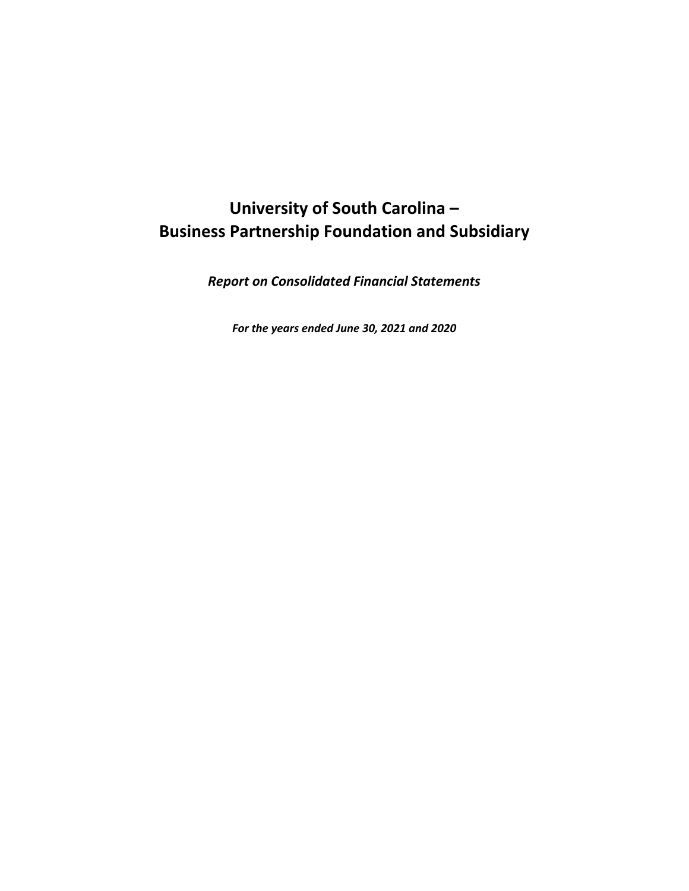# University of South Carolina –
# Business Partnership Foundation and Subsidiary

***Report on Consolidated Financial Statements***

***For the years ended June 30, 2021 and 2020***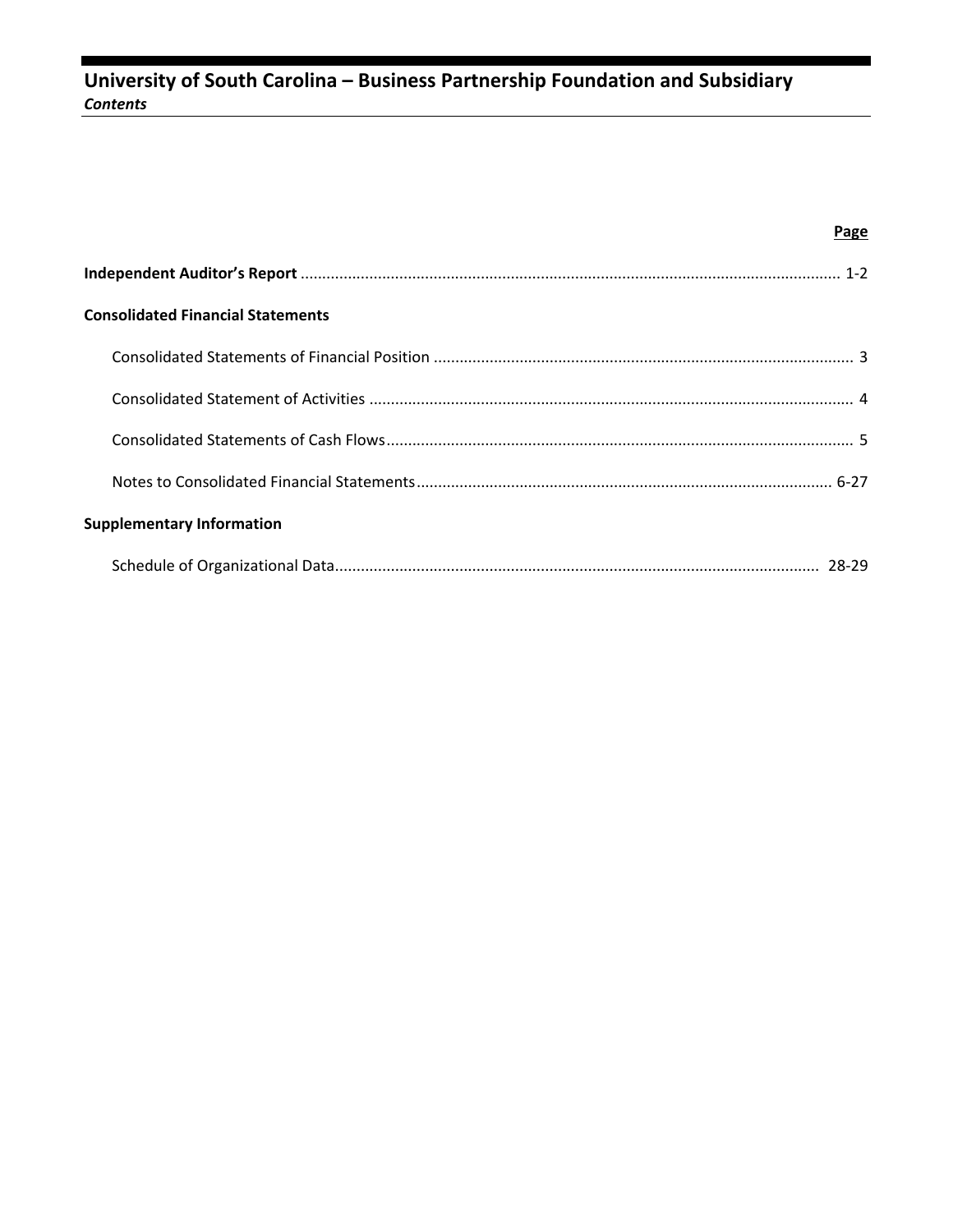# University of South Carolina – Business Partnership Foundation and Subsidiary

***Contents***

| | Page |
|---|---|
| **Independent Auditor's Report** | 1-2 |
| **Consolidated Financial Statements** | |
| Consolidated Statements of Financial Position | 3 |
| Consolidated Statement of Activities | 4 |
| Consolidated Statements of Cash Flows | 5 |
| Notes to Consolidated Financial Statements | 6-27 |
| **Supplementary Information** | |
| Schedule of Organizational Data | 28-29 |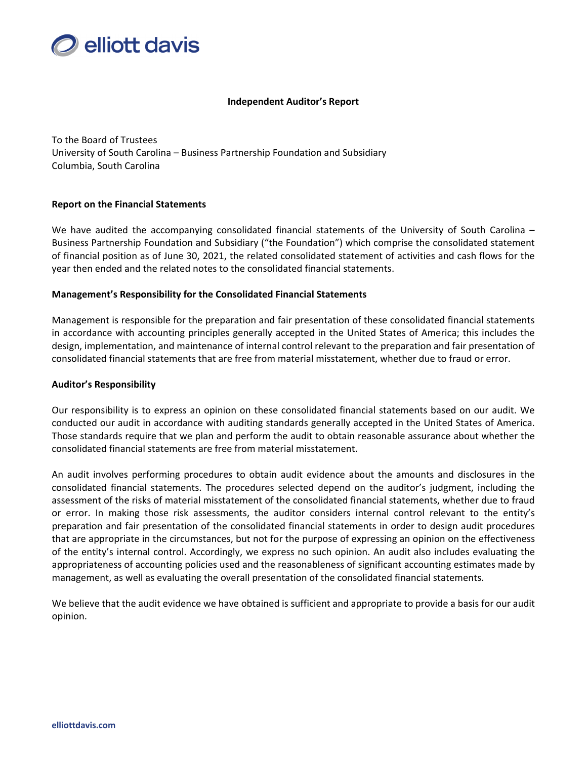## Independent Auditor's Report

To the Board of Trustees
University of South Carolina – Business Partnership Foundation and Subsidiary
Columbia, South Carolina

### Report on the Financial Statements

We have audited the accompanying consolidated financial statements of the University of South Carolina – Business Partnership Foundation and Subsidiary ("the Foundation") which comprise the consolidated statement of financial position as of June 30, 2021, the related consolidated statement of activities and cash flows for the year then ended and the related notes to the consolidated financial statements.

### Management's Responsibility for the Consolidated Financial Statements

Management is responsible for the preparation and fair presentation of these consolidated financial statements in accordance with accounting principles generally accepted in the United States of America; this includes the design, implementation, and maintenance of internal control relevant to the preparation and fair presentation of consolidated financial statements that are free from material misstatement, whether due to fraud or error.

### Auditor's Responsibility

Our responsibility is to express an opinion on these consolidated financial statements based on our audit. We conducted our audit in accordance with auditing standards generally accepted in the United States of America. Those standards require that we plan and perform the audit to obtain reasonable assurance about whether the consolidated financial statements are free from material misstatement.

An audit involves performing procedures to obtain audit evidence about the amounts and disclosures in the consolidated financial statements. The procedures selected depend on the auditor's judgment, including the assessment of the risks of material misstatement of the consolidated financial statements, whether due to fraud or error. In making those risk assessments, the auditor considers internal control relevant to the entity's preparation and fair presentation of the consolidated financial statements in order to design audit procedures that are appropriate in the circumstances, but not for the purpose of expressing an opinion on the effectiveness of the entity's internal control. Accordingly, we express no such opinion. An audit also includes evaluating the appropriateness of accounting policies used and the reasonableness of significant accounting estimates made by management, as well as evaluating the overall presentation of the consolidated financial statements.

We believe that the audit evidence we have obtained is sufficient and appropriate to provide a basis for our audit opinion.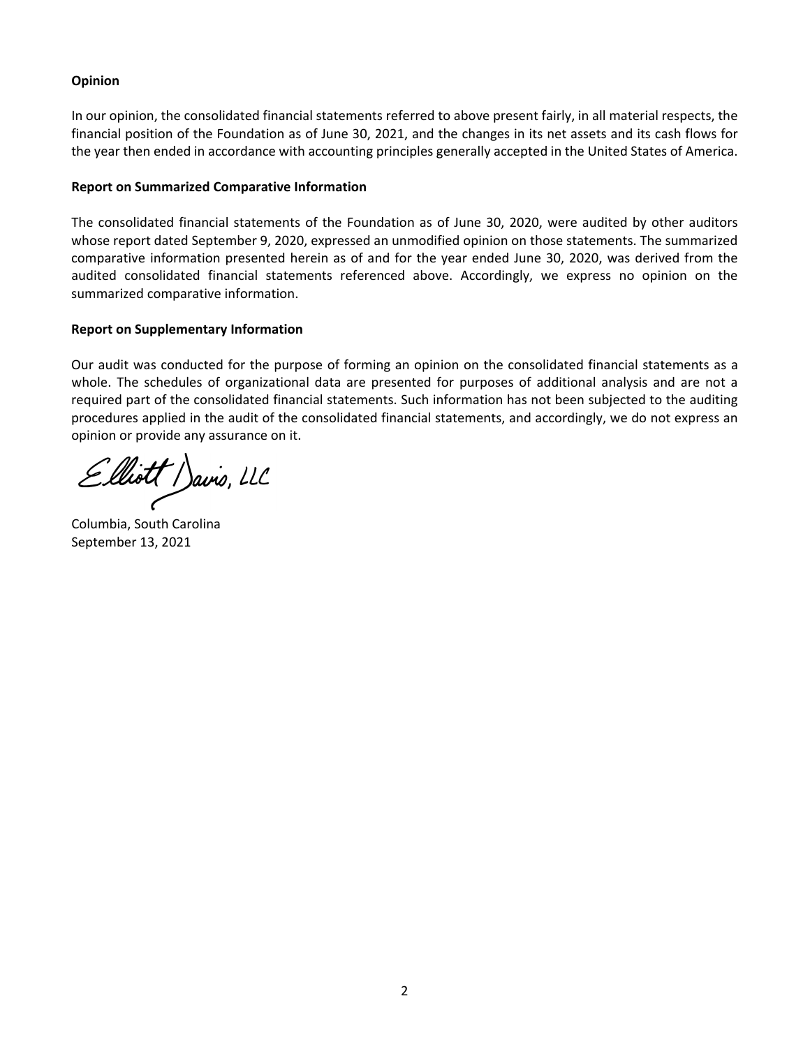**Opinion**

In our opinion, the consolidated financial statements referred to above present fairly, in all material respects, the financial position of the Foundation as of June 30, 2021, and the changes in its net assets and its cash flows for the year then ended in accordance with accounting principles generally accepted in the United States of America.

**Report on Summarized Comparative Information**

The consolidated financial statements of the Foundation as of June 30, 2020, were audited by other auditors whose report dated September 9, 2020, expressed an unmodified opinion on those statements. The summarized comparative information presented herein as of and for the year ended June 30, 2020, was derived from the audited consolidated financial statements referenced above. Accordingly, we express no opinion on the summarized comparative information.

**Report on Supplementary Information**

Our audit was conducted for the purpose of forming an opinion on the consolidated financial statements as a whole. The schedules of organizational data are presented for purposes of additional analysis and are not a required part of the consolidated financial statements. Such information has not been subjected to the auditing procedures applied in the audit of the consolidated financial statements, and accordingly, we do not express an opinion or provide any assurance on it.

Elliott Davis, LLC

Columbia, South Carolina
September 13, 2021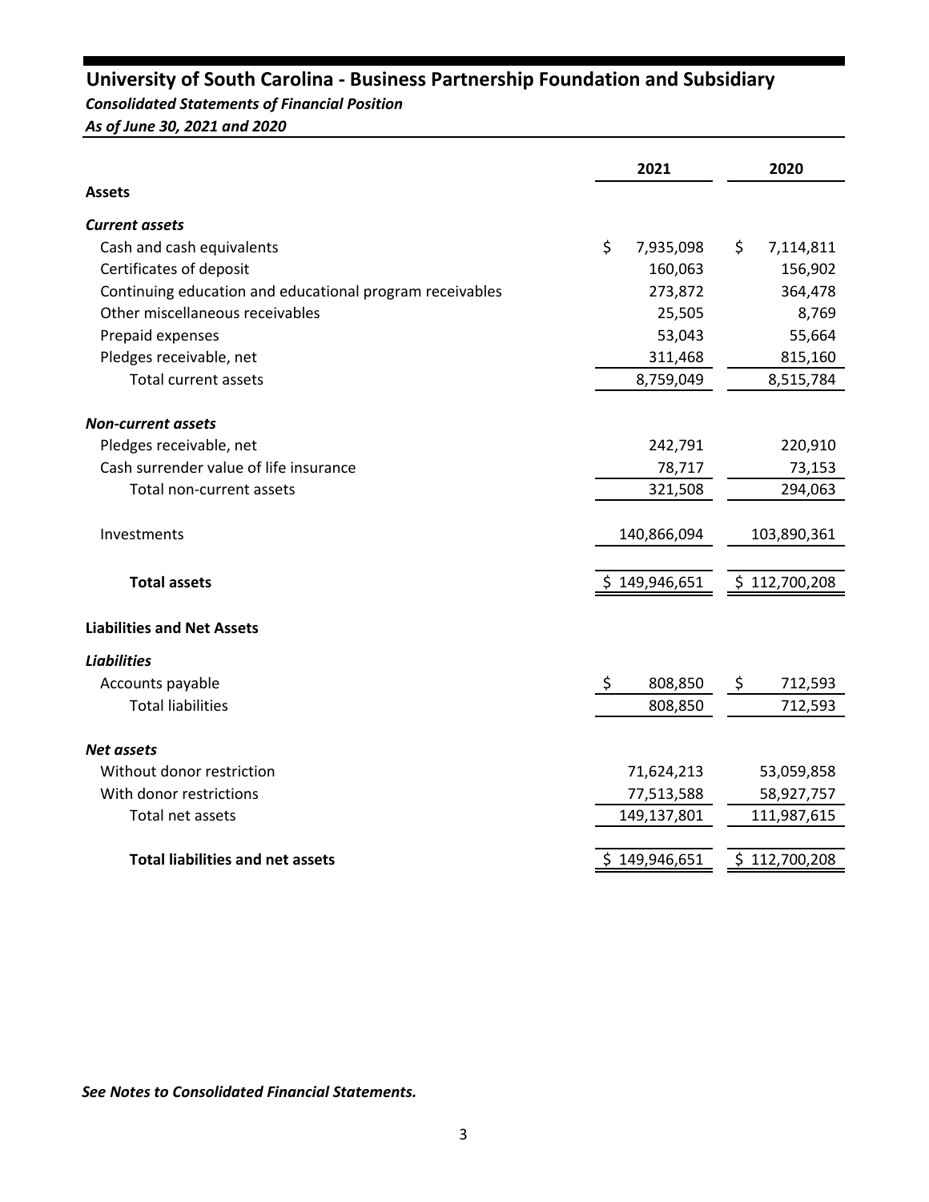# University of South Carolina - Business Partnership Foundation and Subsidiary

***Consolidated Statements of Financial Position***

***As of June 30, 2021 and 2020***

| | 2021 | 2020 |
|---|---|---|
| **Assets** | | |
| ***Current assets*** | | |
| Cash and cash equivalents | $ 7,935,098 | $ 7,114,811 |
| Certificates of deposit | 160,063 | 156,902 |
| Continuing education and educational program receivables | 273,872 | 364,478 |
| Other miscellaneous receivables | 25,505 | 8,769 |
| Prepaid expenses | 53,043 | 55,664 |
| Pledges receivable, net | 311,468 | 815,160 |
| Total current assets | 8,759,049 | 8,515,784 |
| ***Non-current assets*** | | |
| Pledges receivable, net | 242,791 | 220,910 |
| Cash surrender value of life insurance | 78,717 | 73,153 |
| Total non-current assets | 321,508 | 294,063 |
| Investments | 140,866,094 | 103,890,361 |
| **Total assets** | $ 149,946,651 | $ 112,700,208 |
| **Liabilities and Net Assets** | | |
| ***Liabilities*** | | |
| Accounts payable | $ 808,850 | $ 712,593 |
| Total liabilities | 808,850 | 712,593 |
| ***Net assets*** | | |
| Without donor restriction | 71,624,213 | 53,059,858 |
| With donor restrictions | 77,513,588 | 58,927,757 |
| Total net assets | 149,137,801 | 111,987,615 |
| **Total liabilities and net assets** | $ 149,946,651 | $ 112,700,208 |

***See Notes to Consolidated Financial Statements.***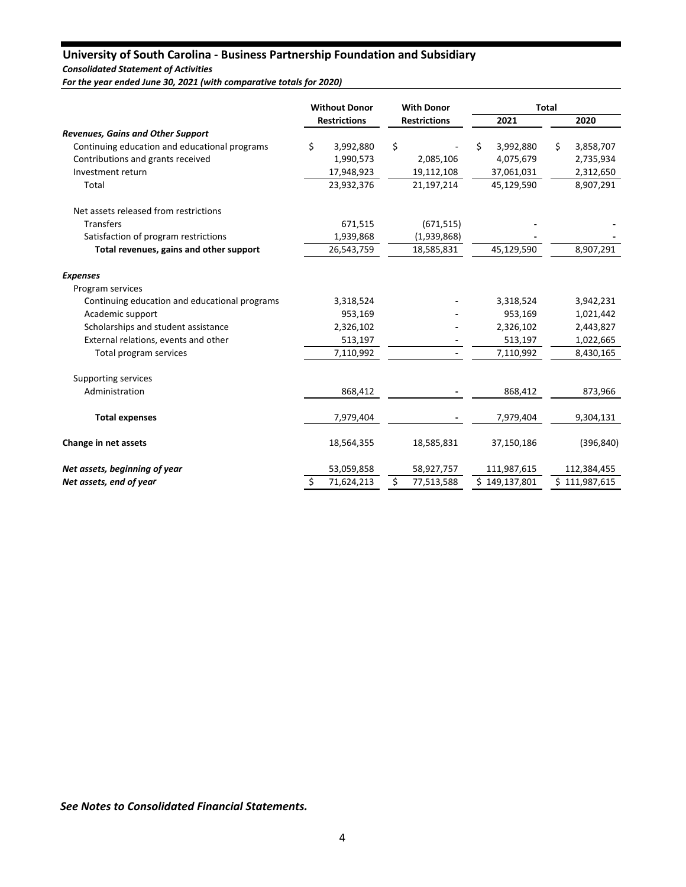# University of South Carolina - Business Partnership Foundation and Subsidiary

***Consolidated Statement of Activities***

***For the year ended June 30, 2021 (with comparative totals for 2020)***

| | Without Donor Restrictions | With Donor Restrictions | Total 2021 | Total 2020 |
|---|---|---|---|---|
| ***Revenues, Gains and Other Support*** | | | | |
| Continuing education and educational programs | $ 3,992,880 | $ - | $ 3,992,880 | $ 3,858,707 |
| Contributions and grants received | 1,990,573 | 2,085,106 | 4,075,679 | 2,735,934 |
| Investment return | 17,948,923 | 19,112,108 | 37,061,031 | 2,312,650 |
| Total | 23,932,376 | 21,197,214 | 45,129,590 | 8,907,291 |
| Net assets released from restrictions | | | | |
| Transfers | 671,515 | (671,515) | - | - |
| Satisfaction of program restrictions | 1,939,868 | (1,939,868) | - | - |
| **Total revenues, gains and other support** | 26,543,759 | 18,585,831 | 45,129,590 | 8,907,291 |
| ***Expenses*** | | | | |
| Program services | | | | |
| Continuing education and educational programs | 3,318,524 | - | 3,318,524 | 3,942,231 |
| Academic support | 953,169 | - | 953,169 | 1,021,442 |
| Scholarships and student assistance | 2,326,102 | - | 2,326,102 | 2,443,827 |
| External relations, events and other | 513,197 | - | 513,197 | 1,022,665 |
| Total program services | 7,110,992 | - | 7,110,992 | 8,430,165 |
| Supporting services | | | | |
| Administration | 868,412 | - | 868,412 | 873,966 |
| **Total expenses** | 7,979,404 | - | 7,979,404 | 9,304,131 |
| **Change in net assets** | 18,564,355 | 18,585,831 | 37,150,186 | (396,840) |
| ***Net assets, beginning of year*** | 53,059,858 | 58,927,757 | 111,987,615 | 112,384,455 |
| ***Net assets, end of year*** | $ 71,624,213 | $ 77,513,588 | $ 149,137,801 | $ 111,987,615 |

***See Notes to Consolidated Financial Statements.***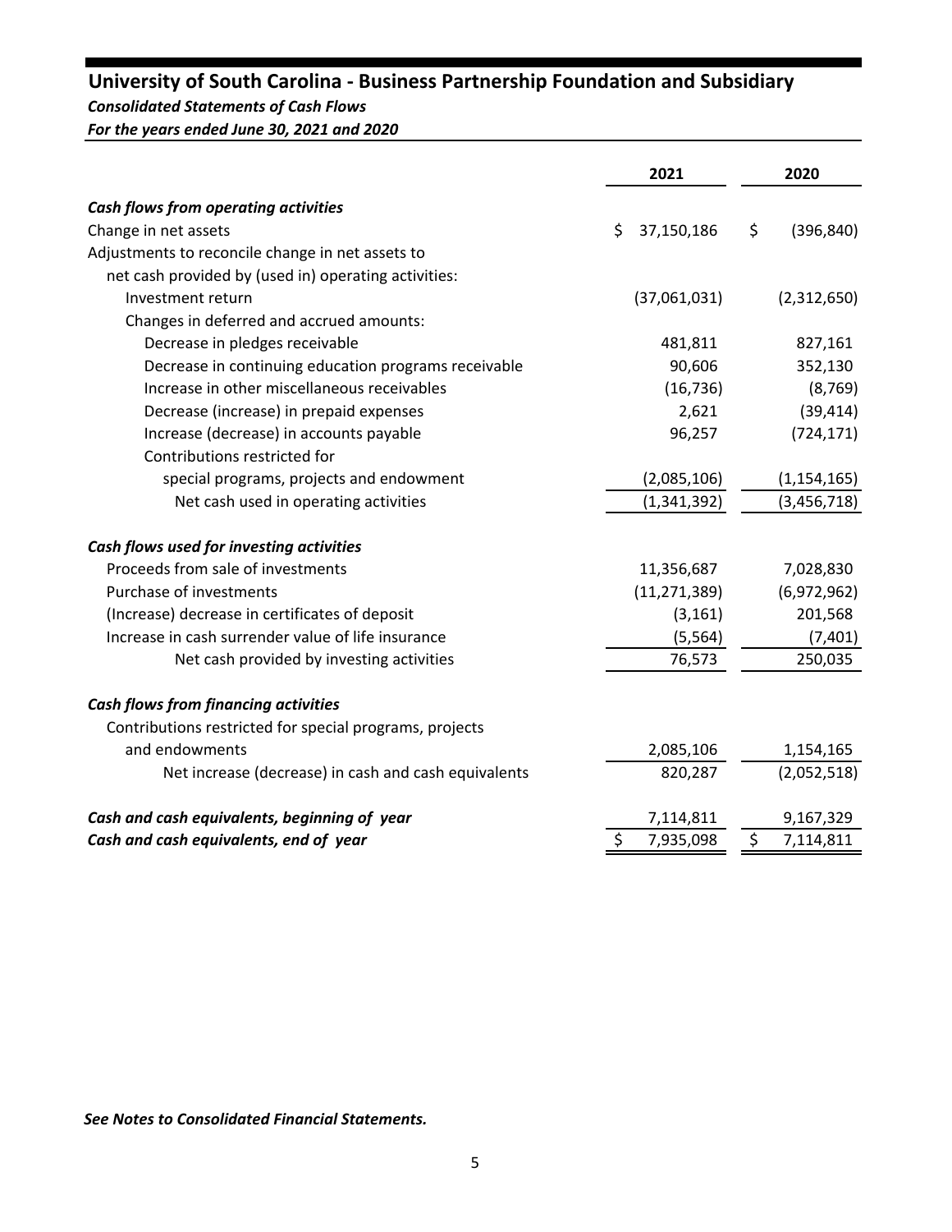# University of South Carolina - Business Partnership Foundation and Subsidiary

***Consolidated Statements of Cash Flows***

***For the years ended June 30, 2021 and 2020***

| | 2021 | 2020 |
|---|---|---|
| ***Cash flows from operating activities*** | | |
| Change in net assets | $ 37,150,186 | $ (396,840) |
| Adjustments to reconcile change in net assets to | | |
| net cash provided by (used in) operating activities: | | |
| Investment return | (37,061,031) | (2,312,650) |
| Changes in deferred and accrued amounts: | | |
| Decrease in pledges receivable | 481,811 | 827,161 |
| Decrease in continuing education programs receivable | 90,606 | 352,130 |
| Increase in other miscellaneous receivables | (16,736) | (8,769) |
| Decrease (increase) in prepaid expenses | 2,621 | (39,414) |
| Increase (decrease) in accounts payable | 96,257 | (724,171) |
| Contributions restricted for special programs, projects and endowment | (2,085,106) | (1,154,165) |
| Net cash used in operating activities | (1,341,392) | (3,456,718) |
| ***Cash flows used for investing activities*** | | |
| Proceeds from sale of investments | 11,356,687 | 7,028,830 |
| Purchase of investments | (11,271,389) | (6,972,962) |
| (Increase) decrease in certificates of deposit | (3,161) | 201,568 |
| Increase in cash surrender value of life insurance | (5,564) | (7,401) |
| Net cash provided by investing activities | 76,573 | 250,035 |
| ***Cash flows from financing activities*** | | |
| Contributions restricted for special programs, projects and endowments | 2,085,106 | 1,154,165 |
| Net increase (decrease) in cash and cash equivalents | 820,287 | (2,052,518) |
| ***Cash and cash equivalents, beginning of year*** | 7,114,811 | 9,167,329 |
| ***Cash and cash equivalents, end of year*** | $ 7,935,098 | $ 7,114,811 |

***See Notes to Consolidated Financial Statements.***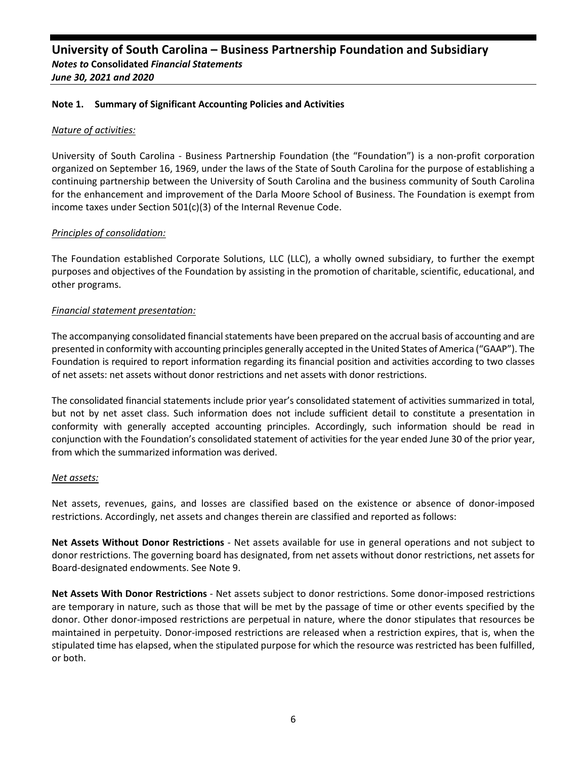## Note 1. Summary of Significant Accounting Policies and Activities

*Nature of activities:*

University of South Carolina - Business Partnership Foundation (the "Foundation") is a non-profit corporation organized on September 16, 1969, under the laws of the State of South Carolina for the purpose of establishing a continuing partnership between the University of South Carolina and the business community of South Carolina for the enhancement and improvement of the Darla Moore School of Business. The Foundation is exempt from income taxes under Section 501(c)(3) of the Internal Revenue Code.

*Principles of consolidation:*

The Foundation established Corporate Solutions, LLC (LLC), a wholly owned subsidiary, to further the exempt purposes and objectives of the Foundation by assisting in the promotion of charitable, scientific, educational, and other programs.

*Financial statement presentation:*

The accompanying consolidated financial statements have been prepared on the accrual basis of accounting and are presented in conformity with accounting principles generally accepted in the United States of America ("GAAP"). The Foundation is required to report information regarding its financial position and activities according to two classes of net assets: net assets without donor restrictions and net assets with donor restrictions.

The consolidated financial statements include prior year's consolidated statement of activities summarized in total, but not by net asset class. Such information does not include sufficient detail to constitute a presentation in conformity with generally accepted accounting principles. Accordingly, such information should be read in conjunction with the Foundation's consolidated statement of activities for the year ended June 30 of the prior year, from which the summarized information was derived.

*Net assets:*

Net assets, revenues, gains, and losses are classified based on the existence or absence of donor-imposed restrictions. Accordingly, net assets and changes therein are classified and reported as follows:

**Net Assets Without Donor Restrictions** - Net assets available for use in general operations and not subject to donor restrictions. The governing board has designated, from net assets without donor restrictions, net assets for Board-designated endowments. See Note 9.

**Net Assets With Donor Restrictions** - Net assets subject to donor restrictions. Some donor-imposed restrictions are temporary in nature, such as those that will be met by the passage of time or other events specified by the donor. Other donor-imposed restrictions are perpetual in nature, where the donor stipulates that resources be maintained in perpetuity. Donor-imposed restrictions are released when a restriction expires, that is, when the stipulated time has elapsed, when the stipulated purpose for which the resource was restricted has been fulfilled, or both.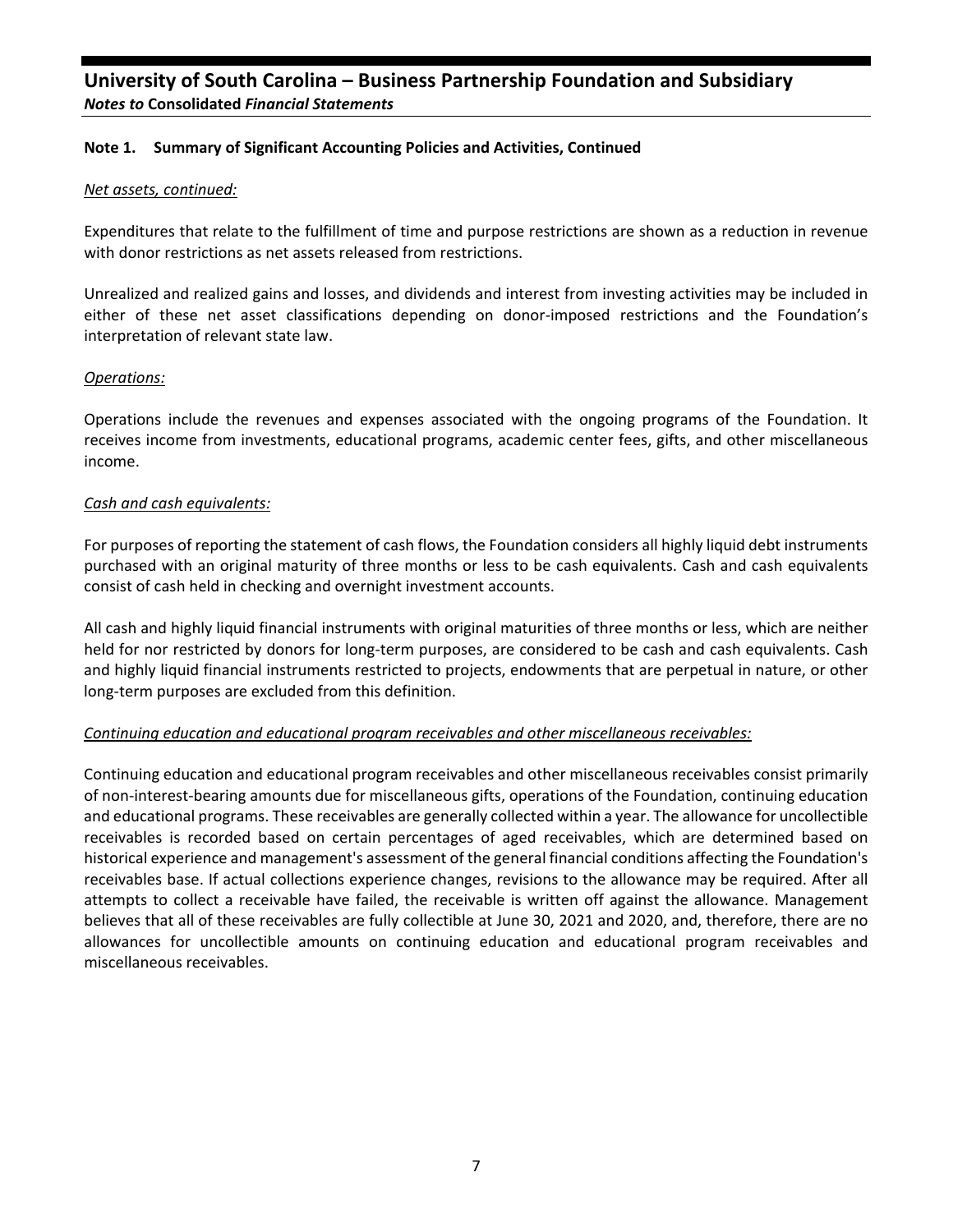## Note 1. Summary of Significant Accounting Policies and Activities, Continued

*Net assets, continued:*

Expenditures that relate to the fulfillment of time and purpose restrictions are shown as a reduction in revenue with donor restrictions as net assets released from restrictions.

Unrealized and realized gains and losses, and dividends and interest from investing activities may be included in either of these net asset classifications depending on donor-imposed restrictions and the Foundation's interpretation of relevant state law.

*Operations:*

Operations include the revenues and expenses associated with the ongoing programs of the Foundation. It receives income from investments, educational programs, academic center fees, gifts, and other miscellaneous income.

*Cash and cash equivalents:*

For purposes of reporting the statement of cash flows, the Foundation considers all highly liquid debt instruments purchased with an original maturity of three months or less to be cash equivalents. Cash and cash equivalents consist of cash held in checking and overnight investment accounts.

All cash and highly liquid financial instruments with original maturities of three months or less, which are neither held for nor restricted by donors for long-term purposes, are considered to be cash and cash equivalents. Cash and highly liquid financial instruments restricted to projects, endowments that are perpetual in nature, or other long-term purposes are excluded from this definition.

*Continuing education and educational program receivables and other miscellaneous receivables:*

Continuing education and educational program receivables and other miscellaneous receivables consist primarily of non-interest-bearing amounts due for miscellaneous gifts, operations of the Foundation, continuing education and educational programs. These receivables are generally collected within a year. The allowance for uncollectible receivables is recorded based on certain percentages of aged receivables, which are determined based on historical experience and management's assessment of the general financial conditions affecting the Foundation's receivables base. If actual collections experience changes, revisions to the allowance may be required. After all attempts to collect a receivable have failed, the receivable is written off against the allowance. Management believes that all of these receivables are fully collectible at June 30, 2021 and 2020, and, therefore, there are no allowances for uncollectible amounts on continuing education and educational program receivables and miscellaneous receivables.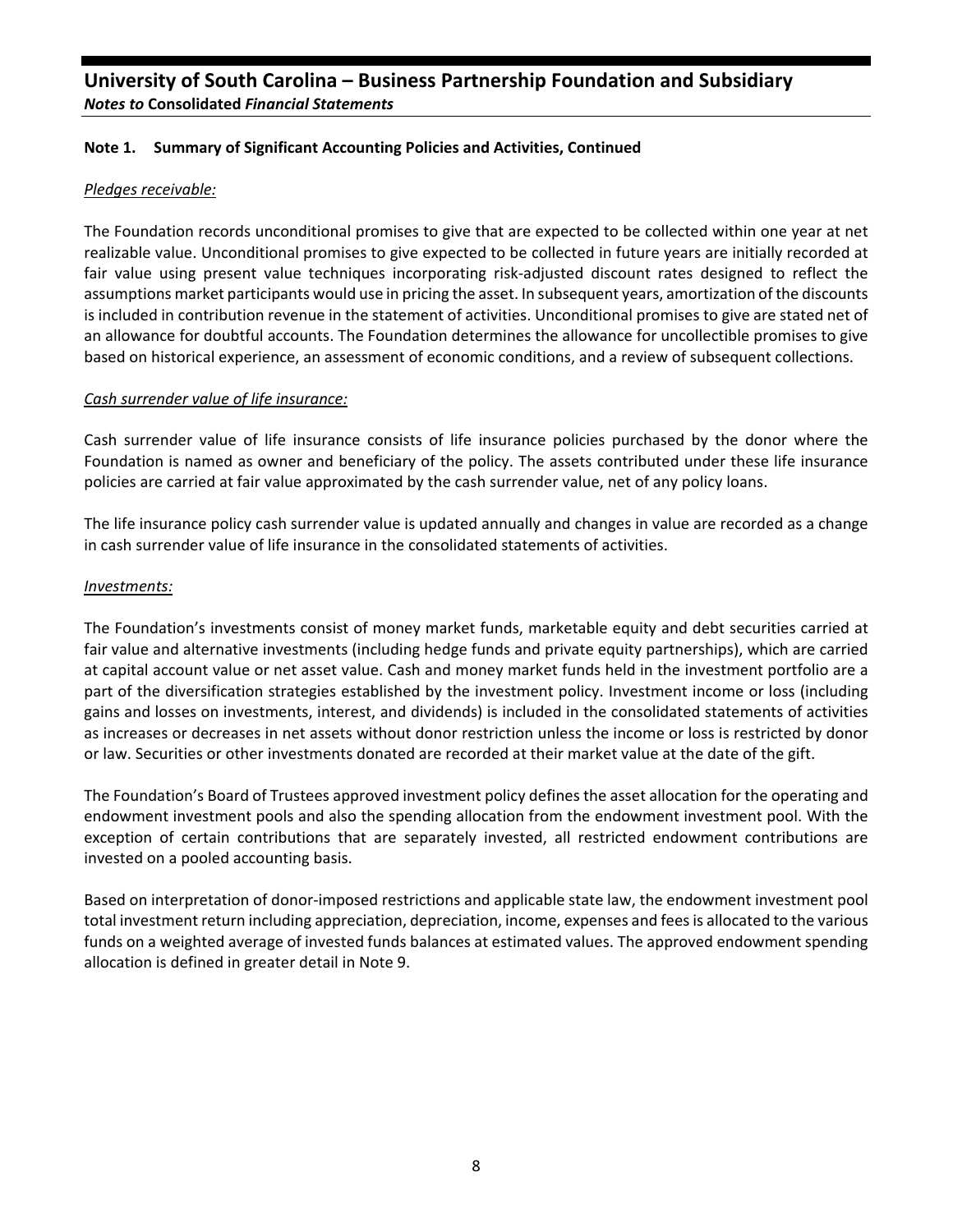### Note 1. Summary of Significant Accounting Policies and Activities, Continued

*Pledges receivable:*

The Foundation records unconditional promises to give that are expected to be collected within one year at net realizable value. Unconditional promises to give expected to be collected in future years are initially recorded at fair value using present value techniques incorporating risk-adjusted discount rates designed to reflect the assumptions market participants would use in pricing the asset. In subsequent years, amortization of the discounts is included in contribution revenue in the statement of activities. Unconditional promises to give are stated net of an allowance for doubtful accounts. The Foundation determines the allowance for uncollectible promises to give based on historical experience, an assessment of economic conditions, and a review of subsequent collections.

*Cash surrender value of life insurance:*

Cash surrender value of life insurance consists of life insurance policies purchased by the donor where the Foundation is named as owner and beneficiary of the policy. The assets contributed under these life insurance policies are carried at fair value approximated by the cash surrender value, net of any policy loans.

The life insurance policy cash surrender value is updated annually and changes in value are recorded as a change in cash surrender value of life insurance in the consolidated statements of activities.

*Investments:*

The Foundation's investments consist of money market funds, marketable equity and debt securities carried at fair value and alternative investments (including hedge funds and private equity partnerships), which are carried at capital account value or net asset value. Cash and money market funds held in the investment portfolio are a part of the diversification strategies established by the investment policy. Investment income or loss (including gains and losses on investments, interest, and dividends) is included in the consolidated statements of activities as increases or decreases in net assets without donor restriction unless the income or loss is restricted by donor or law. Securities or other investments donated are recorded at their market value at the date of the gift.

The Foundation's Board of Trustees approved investment policy defines the asset allocation for the operating and endowment investment pools and also the spending allocation from the endowment investment pool. With the exception of certain contributions that are separately invested, all restricted endowment contributions are invested on a pooled accounting basis.

Based on interpretation of donor-imposed restrictions and applicable state law, the endowment investment pool total investment return including appreciation, depreciation, income, expenses and fees is allocated to the various funds on a weighted average of invested funds balances at estimated values. The approved endowment spending allocation is defined in greater detail in Note 9.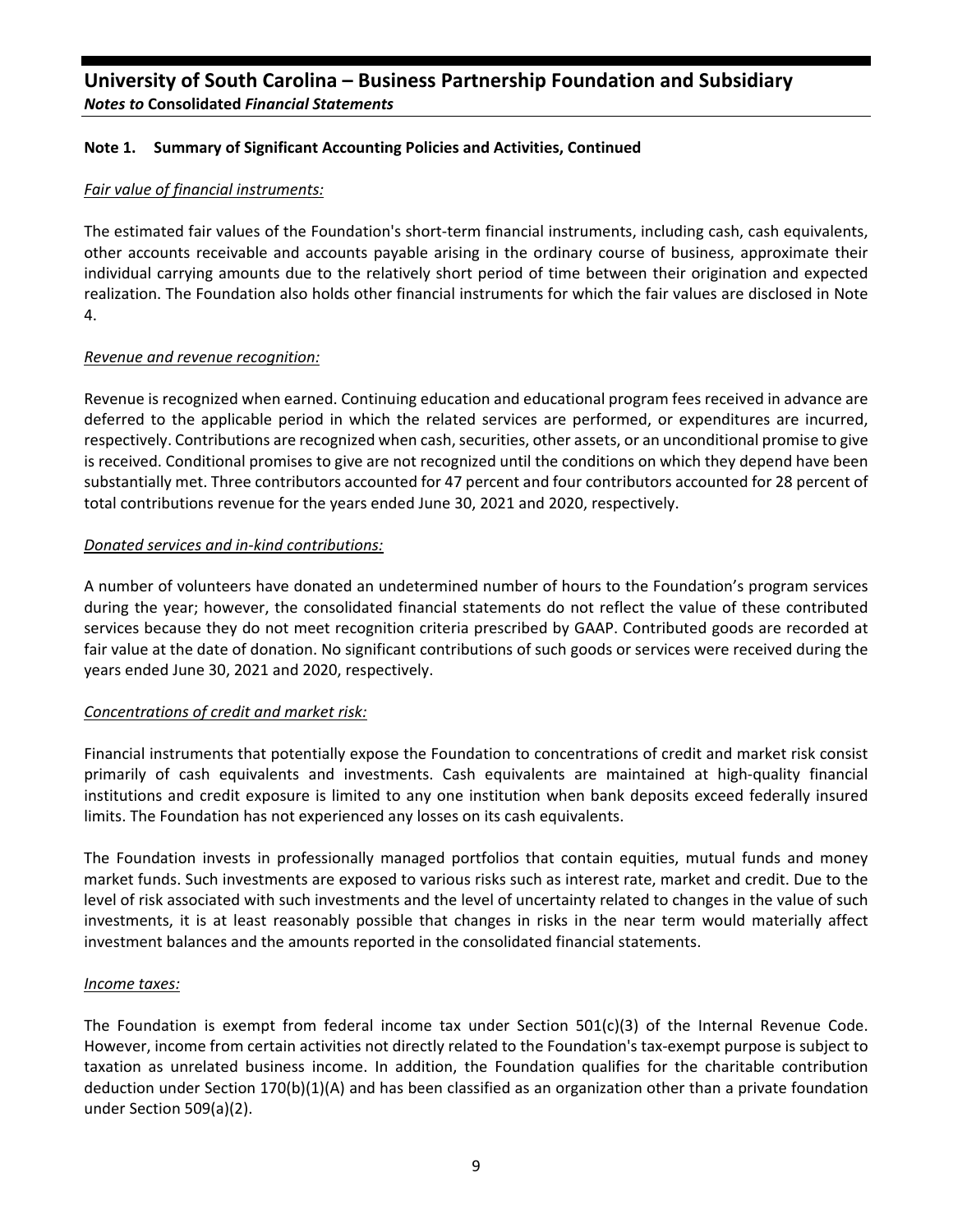## Note 1. Summary of Significant Accounting Policies and Activities, Continued

*Fair value of financial instruments:*

The estimated fair values of the Foundation's short-term financial instruments, including cash, cash equivalents, other accounts receivable and accounts payable arising in the ordinary course of business, approximate their individual carrying amounts due to the relatively short period of time between their origination and expected realization. The Foundation also holds other financial instruments for which the fair values are disclosed in Note 4.

*Revenue and revenue recognition:*

Revenue is recognized when earned. Continuing education and educational program fees received in advance are deferred to the applicable period in which the related services are performed, or expenditures are incurred, respectively. Contributions are recognized when cash, securities, other assets, or an unconditional promise to give is received. Conditional promises to give are not recognized until the conditions on which they depend have been substantially met. Three contributors accounted for 47 percent and four contributors accounted for 28 percent of total contributions revenue for the years ended June 30, 2021 and 2020, respectively.

*Donated services and in-kind contributions:*

A number of volunteers have donated an undetermined number of hours to the Foundation's program services during the year; however, the consolidated financial statements do not reflect the value of these contributed services because they do not meet recognition criteria prescribed by GAAP. Contributed goods are recorded at fair value at the date of donation. No significant contributions of such goods or services were received during the years ended June 30, 2021 and 2020, respectively.

*Concentrations of credit and market risk:*

Financial instruments that potentially expose the Foundation to concentrations of credit and market risk consist primarily of cash equivalents and investments. Cash equivalents are maintained at high-quality financial institutions and credit exposure is limited to any one institution when bank deposits exceed federally insured limits. The Foundation has not experienced any losses on its cash equivalents.

The Foundation invests in professionally managed portfolios that contain equities, mutual funds and money market funds. Such investments are exposed to various risks such as interest rate, market and credit. Due to the level of risk associated with such investments and the level of uncertainty related to changes in the value of such investments, it is at least reasonably possible that changes in risks in the near term would materially affect investment balances and the amounts reported in the consolidated financial statements.

*Income taxes:*

The Foundation is exempt from federal income tax under Section 501(c)(3) of the Internal Revenue Code. However, income from certain activities not directly related to the Foundation's tax-exempt purpose is subject to taxation as unrelated business income. In addition, the Foundation qualifies for the charitable contribution deduction under Section 170(b)(1)(A) and has been classified as an organization other than a private foundation under Section 509(a)(2).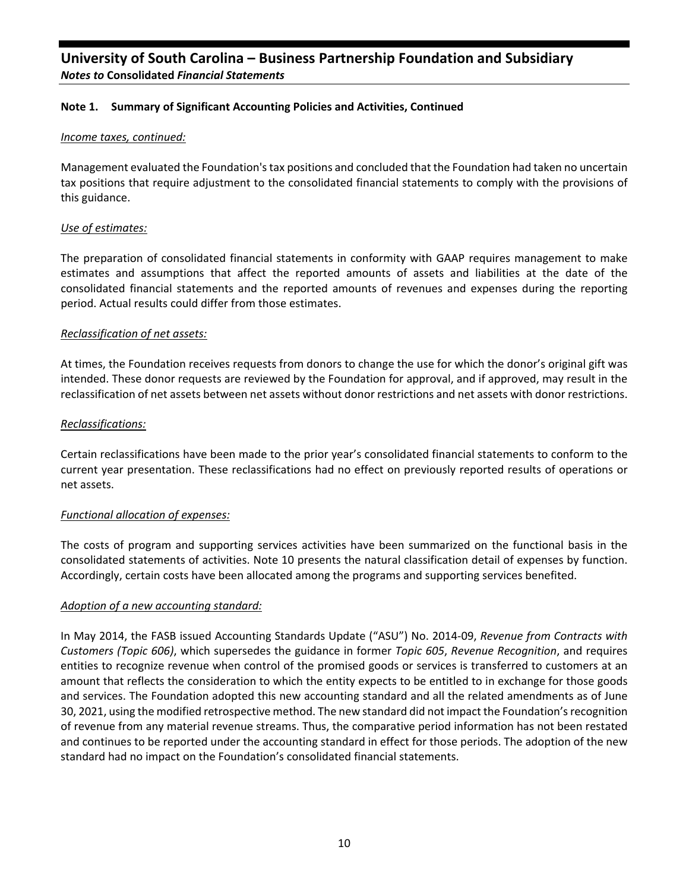## Note 1. Summary of Significant Accounting Policies and Activities, Continued

*Income taxes, continued:*

Management evaluated the Foundation's tax positions and concluded that the Foundation had taken no uncertain tax positions that require adjustment to the consolidated financial statements to comply with the provisions of this guidance.

*Use of estimates:*

The preparation of consolidated financial statements in conformity with GAAP requires management to make estimates and assumptions that affect the reported amounts of assets and liabilities at the date of the consolidated financial statements and the reported amounts of revenues and expenses during the reporting period. Actual results could differ from those estimates.

*Reclassification of net assets:*

At times, the Foundation receives requests from donors to change the use for which the donor's original gift was intended. These donor requests are reviewed by the Foundation for approval, and if approved, may result in the reclassification of net assets between net assets without donor restrictions and net assets with donor restrictions.

*Reclassifications:*

Certain reclassifications have been made to the prior year's consolidated financial statements to conform to the current year presentation. These reclassifications had no effect on previously reported results of operations or net assets.

*Functional allocation of expenses:*

The costs of program and supporting services activities have been summarized on the functional basis in the consolidated statements of activities. Note 10 presents the natural classification detail of expenses by function. Accordingly, certain costs have been allocated among the programs and supporting services benefited.

*Adoption of a new accounting standard:*

In May 2014, the FASB issued Accounting Standards Update ("ASU") No. 2014-09, *Revenue from Contracts with Customers (Topic 606)*, which supersedes the guidance in former *Topic 605*, *Revenue Recognition*, and requires entities to recognize revenue when control of the promised goods or services is transferred to customers at an amount that reflects the consideration to which the entity expects to be entitled to in exchange for those goods and services. The Foundation adopted this new accounting standard and all the related amendments as of June 30, 2021, using the modified retrospective method. The new standard did not impact the Foundation's recognition of revenue from any material revenue streams. Thus, the comparative period information has not been restated and continues to be reported under the accounting standard in effect for those periods. The adoption of the new standard had no impact on the Foundation's consolidated financial statements.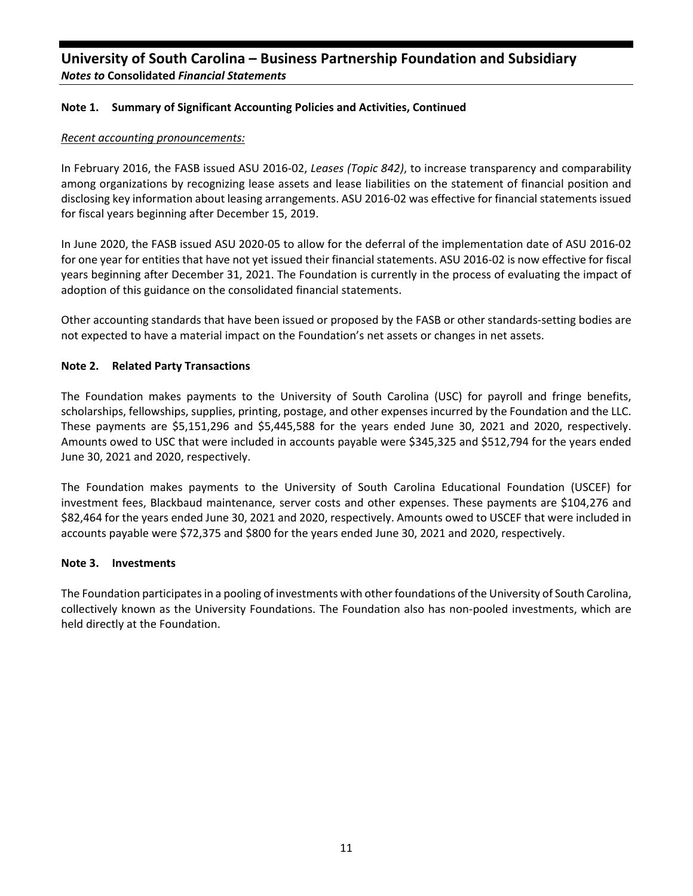### Note 1. Summary of Significant Accounting Policies and Activities, Continued

*Recent accounting pronouncements:*

In February 2016, the FASB issued ASU 2016-02, *Leases (Topic 842)*, to increase transparency and comparability among organizations by recognizing lease assets and lease liabilities on the statement of financial position and disclosing key information about leasing arrangements. ASU 2016-02 was effective for financial statements issued for fiscal years beginning after December 15, 2019.

In June 2020, the FASB issued ASU 2020-05 to allow for the deferral of the implementation date of ASU 2016-02 for one year for entities that have not yet issued their financial statements. ASU 2016-02 is now effective for fiscal years beginning after December 31, 2021. The Foundation is currently in the process of evaluating the impact of adoption of this guidance on the consolidated financial statements.

Other accounting standards that have been issued or proposed by the FASB or other standards-setting bodies are not expected to have a material impact on the Foundation's net assets or changes in net assets.

### Note 2. Related Party Transactions

The Foundation makes payments to the University of South Carolina (USC) for payroll and fringe benefits, scholarships, fellowships, supplies, printing, postage, and other expenses incurred by the Foundation and the LLC. These payments are $5,151,296 and $5,445,588 for the years ended June 30, 2021 and 2020, respectively. Amounts owed to USC that were included in accounts payable were $345,325 and $512,794 for the years ended June 30, 2021 and 2020, respectively.

The Foundation makes payments to the University of South Carolina Educational Foundation (USCEF) for investment fees, Blackbaud maintenance, server costs and other expenses. These payments are $104,276 and $82,464 for the years ended June 30, 2021 and 2020, respectively. Amounts owed to USCEF that were included in accounts payable were $72,375 and $800 for the years ended June 30, 2021 and 2020, respectively.

### Note 3. Investments

The Foundation participates in a pooling of investments with other foundations of the University of South Carolina, collectively known as the University Foundations. The Foundation also has non-pooled investments, which are held directly at the Foundation.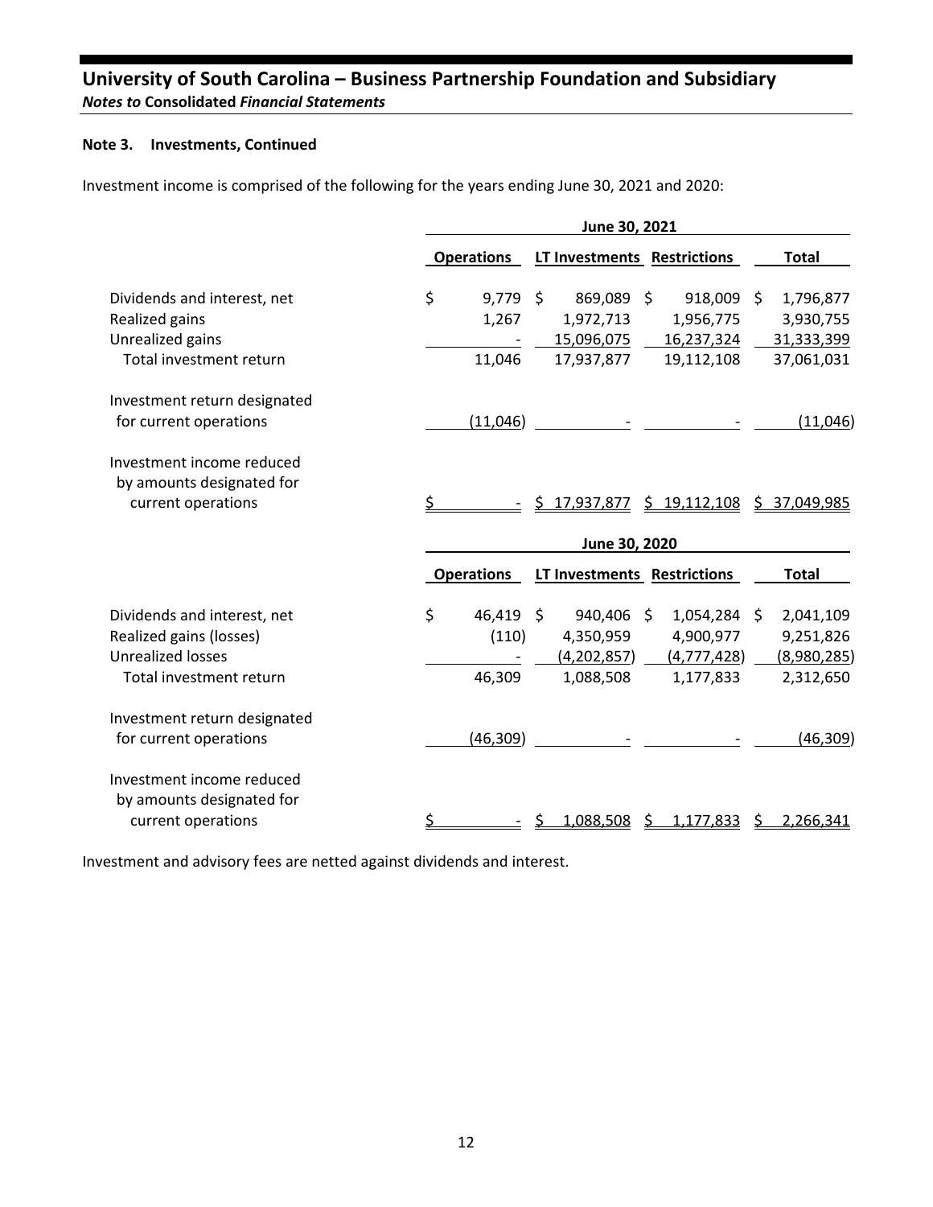## Note 3. Investments, Continued

Investment income is comprised of the following for the years ending June 30, 2021 and 2020:

| | June 30, 2021 | | | |
|---|---|---|---|---|
| | Operations | LT Investments | Restrictions | Total |
| Dividends and interest, net | $ 9,779 | $ 869,089 | $ 918,009 | $ 1,796,877 |
| Realized gains | 1,267 | 1,972,713 | 1,956,775 | 3,930,755 |
| Unrealized gains | - | 15,096,075 | 16,237,324 | 31,333,399 |
| Total investment return | 11,046 | 17,937,877 | 19,112,108 | 37,061,031 |
| Investment return designated for current operations | (11,046) | - | - | (11,046) |
| Investment income reduced by amounts designated for current operations | $ - | $ 17,937,877 | $ 19,112,108 | $ 37,049,985 |

| | June 30, 2020 | | | |
|---|---|---|---|---|
| | Operations | LT Investments | Restrictions | Total |
| Dividends and interest, net | $ 46,419 | $ 940,406 | $ 1,054,284 | $ 2,041,109 |
| Realized gains (losses) | (110) | 4,350,959 | 4,900,977 | 9,251,826 |
| Unrealized losses | - | (4,202,857) | (4,777,428) | (8,980,285) |
| Total investment return | 46,309 | 1,088,508 | 1,177,833 | 2,312,650 |
| Investment return designated for current operations | (46,309) | - | - | (46,309) |
| Investment income reduced by amounts designated for current operations | $ - | $ 1,088,508 | $ 1,177,833 | $ 2,266,341 |

Investment and advisory fees are netted against dividends and interest.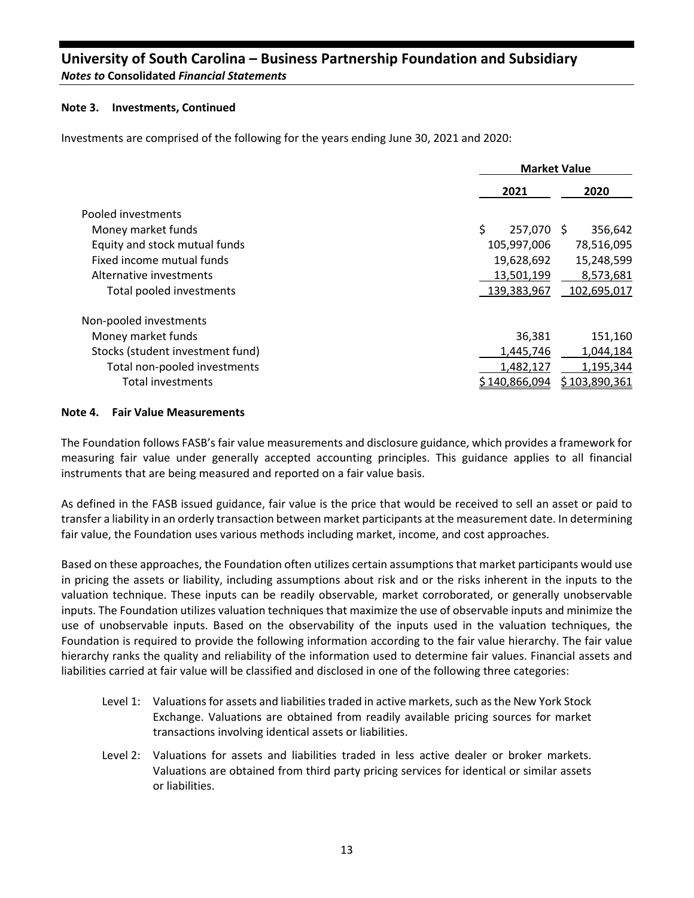### Note 3. Investments, Continued

Investments are comprised of the following for the years ending June 30, 2021 and 2020:

| | Market Value | |
|---|---|---|
| | 2021 | 2020 |
| Pooled investments | | |
| Money market funds | $ 257,070 | $ 356,642 |
| Equity and stock mutual funds | 105,997,006 | 78,516,095 |
| Fixed income mutual funds | 19,628,692 | 15,248,599 |
| Alternative investments | 13,501,199 | 8,573,681 |
| Total pooled investments | 139,383,967 | 102,695,017 |
| Non-pooled investments | | |
| Money market funds | 36,381 | 151,160 |
| Stocks (student investment fund) | 1,445,746 | 1,044,184 |
| Total non-pooled investments | 1,482,127 | 1,195,344 |
| Total investments | $ 140,866,094 | $ 103,890,361 |

### Note 4. Fair Value Measurements

The Foundation follows FASB's fair value measurements and disclosure guidance, which provides a framework for measuring fair value under generally accepted accounting principles. This guidance applies to all financial instruments that are being measured and reported on a fair value basis.

As defined in the FASB issued guidance, fair value is the price that would be received to sell an asset or paid to transfer a liability in an orderly transaction between market participants at the measurement date. In determining fair value, the Foundation uses various methods including market, income, and cost approaches.

Based on these approaches, the Foundation often utilizes certain assumptions that market participants would use in pricing the assets or liability, including assumptions about risk and or the risks inherent in the inputs to the valuation technique. These inputs can be readily observable, market corroborated, or generally unobservable inputs. The Foundation utilizes valuation techniques that maximize the use of observable inputs and minimize the use of unobservable inputs. Based on the observability of the inputs used in the valuation techniques, the Foundation is required to provide the following information according to the fair value hierarchy. The fair value hierarchy ranks the quality and reliability of the information used to determine fair values. Financial assets and liabilities carried at fair value will be classified and disclosed in one of the following three categories:

Level 1: Valuations for assets and liabilities traded in active markets, such as the New York Stock Exchange. Valuations are obtained from readily available pricing sources for market transactions involving identical assets or liabilities.

Level 2: Valuations for assets and liabilities traded in less active dealer or broker markets. Valuations are obtained from third party pricing services for identical or similar assets or liabilities.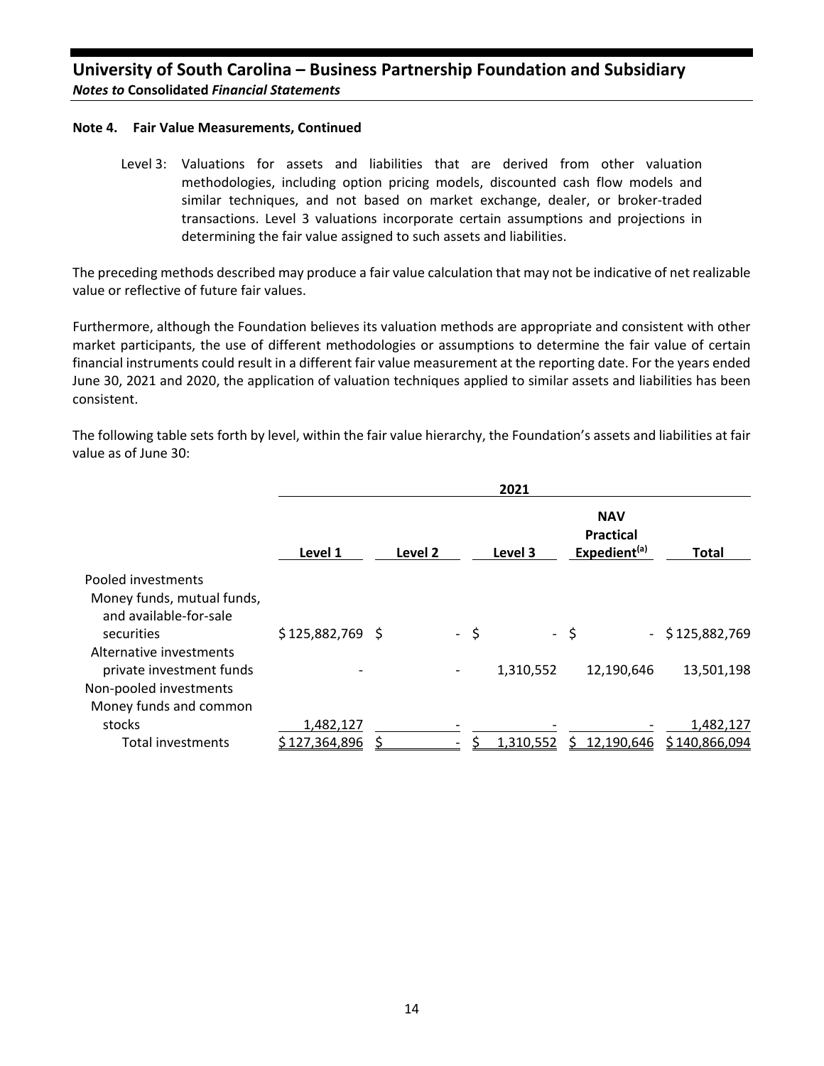**Note 4. Fair Value Measurements, Continued**

Level 3: Valuations for assets and liabilities that are derived from other valuation methodologies, including option pricing models, discounted cash flow models and similar techniques, and not based on market exchange, dealer, or broker-traded transactions. Level 3 valuations incorporate certain assumptions and projections in determining the fair value assigned to such assets and liabilities.

The preceding methods described may produce a fair value calculation that may not be indicative of net realizable value or reflective of future fair values.

Furthermore, although the Foundation believes its valuation methods are appropriate and consistent with other market participants, the use of different methodologies or assumptions to determine the fair value of certain financial instruments could result in a different fair value measurement at the reporting date. For the years ended June 30, 2021 and 2020, the application of valuation techniques applied to similar assets and liabilities has been consistent.

The following table sets forth by level, within the fair value hierarchy, the Foundation's assets and liabilities at fair value as of June 30:

| | 2021 | | | | |
|---|---|---|---|---|---|
| | Level 1 | Level 2 | Level 3 | NAV Practical Expedient[(a)] | Total |
| Pooled investments | | | | | |
| Money funds, mutual funds, and available-for-sale securities | $ 125,882,769 | $ - | $ - | $ - | $ 125,882,769 |
| Alternative investments private investment funds | - | - | 1,310,552 | 12,190,646 | 13,501,198 |
| Non-pooled investments | | | | | |
| Money funds and common stocks | 1,482,127 | - | - | - | 1,482,127 |
| Total investments | $ 127,364,896 | $ - | $ 1,310,552 | $ 12,190,646 | $ 140,866,094 |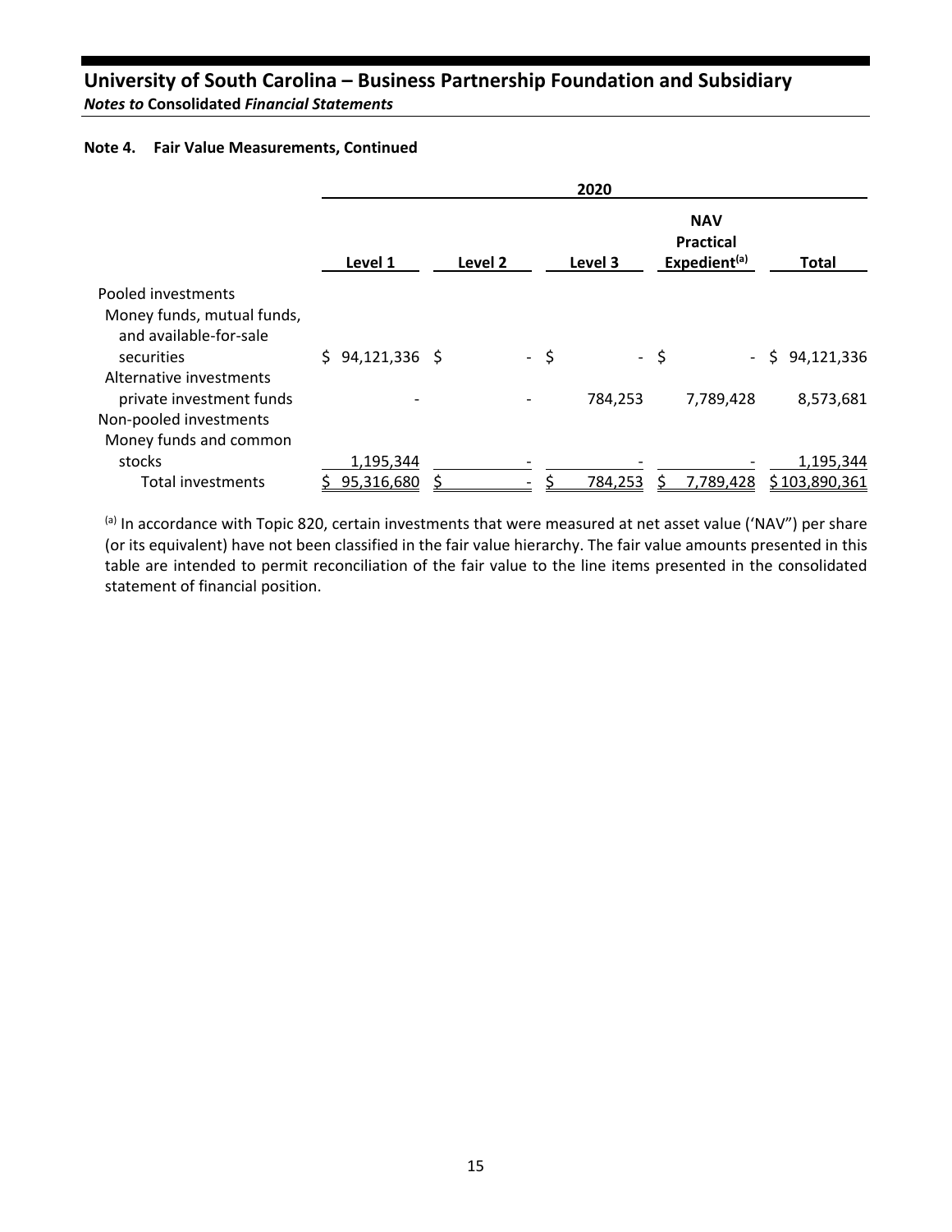**Note 4. Fair Value Measurements, Continued**

| | 2020 | | | | |
|---|---|---|---|---|---|
| | Level 1 | Level 2 | Level 3 | NAV Practical Expedient[(a)] | Total |
| Pooled investments | | | | | |
| Money funds, mutual funds, and available-for-sale securities | $ 94,121,336 | $ - | $ - | $ - | $ 94,121,336 |
| Alternative investments private investment funds | - | - | 784,253 | 7,789,428 | 8,573,681 |
| Non-pooled investments | | | | | |
| Money funds and common stocks | 1,195,344 | - | - | - | 1,195,344 |
| Total investments | $ 95,316,680 | $ - | $ 784,253 | $ 7,789,428 | $ 103,890,361 |

[(a)] In accordance with Topic 820, certain investments that were measured at net asset value ('NAV") per share (or its equivalent) have not been classified in the fair value hierarchy. The fair value amounts presented in this table are intended to permit reconciliation of the fair value to the line items presented in the consolidated statement of financial position.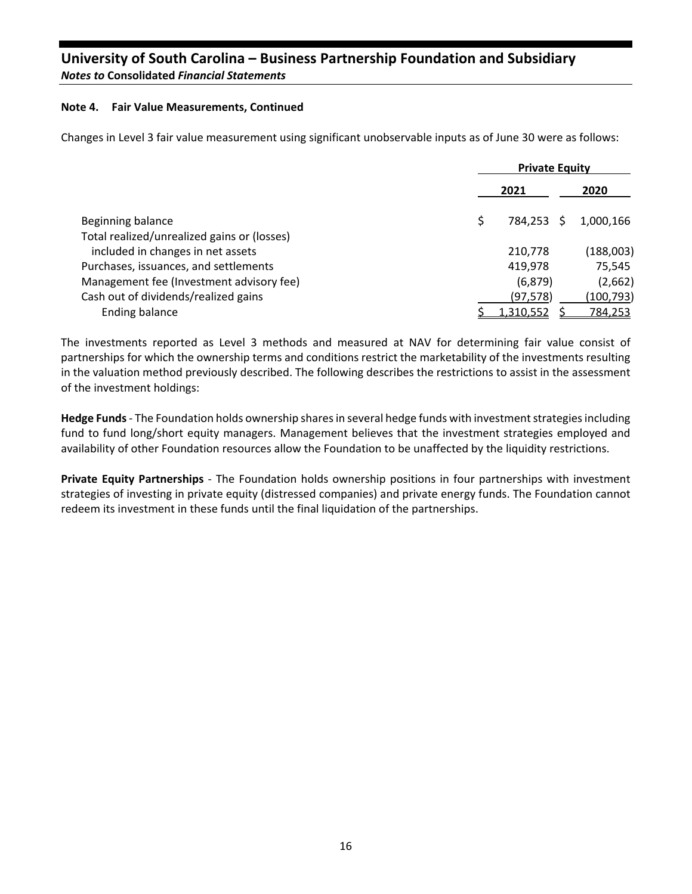**Note 4. Fair Value Measurements, Continued**

Changes in Level 3 fair value measurement using significant unobservable inputs as of June 30 were as follows:

| | Private Equity | |
|---|---|---|
| | 2021 | 2020 |
| Beginning balance | $ 784,253 | $ 1,000,166 |
| Total realized/unrealized gains or (losses) included in changes in net assets | 210,778 | (188,003) |
| Purchases, issuances, and settlements | 419,978 | 75,545 |
| Management fee (Investment advisory fee) | (6,879) | (2,662) |
| Cash out of dividends/realized gains | (97,578) | (100,793) |
| Ending balance | $ 1,310,552 | $ 784,253 |

The investments reported as Level 3 methods and measured at NAV for determining fair value consist of partnerships for which the ownership terms and conditions restrict the marketability of the investments resulting in the valuation method previously described. The following describes the restrictions to assist in the assessment of the investment holdings:

**Hedge Funds** - The Foundation holds ownership shares in several hedge funds with investment strategies including fund to fund long/short equity managers. Management believes that the investment strategies employed and availability of other Foundation resources allow the Foundation to be unaffected by the liquidity restrictions.

**Private Equity Partnerships** - The Foundation holds ownership positions in four partnerships with investment strategies of investing in private equity (distressed companies) and private energy funds. The Foundation cannot redeem its investment in these funds until the final liquidation of the partnerships.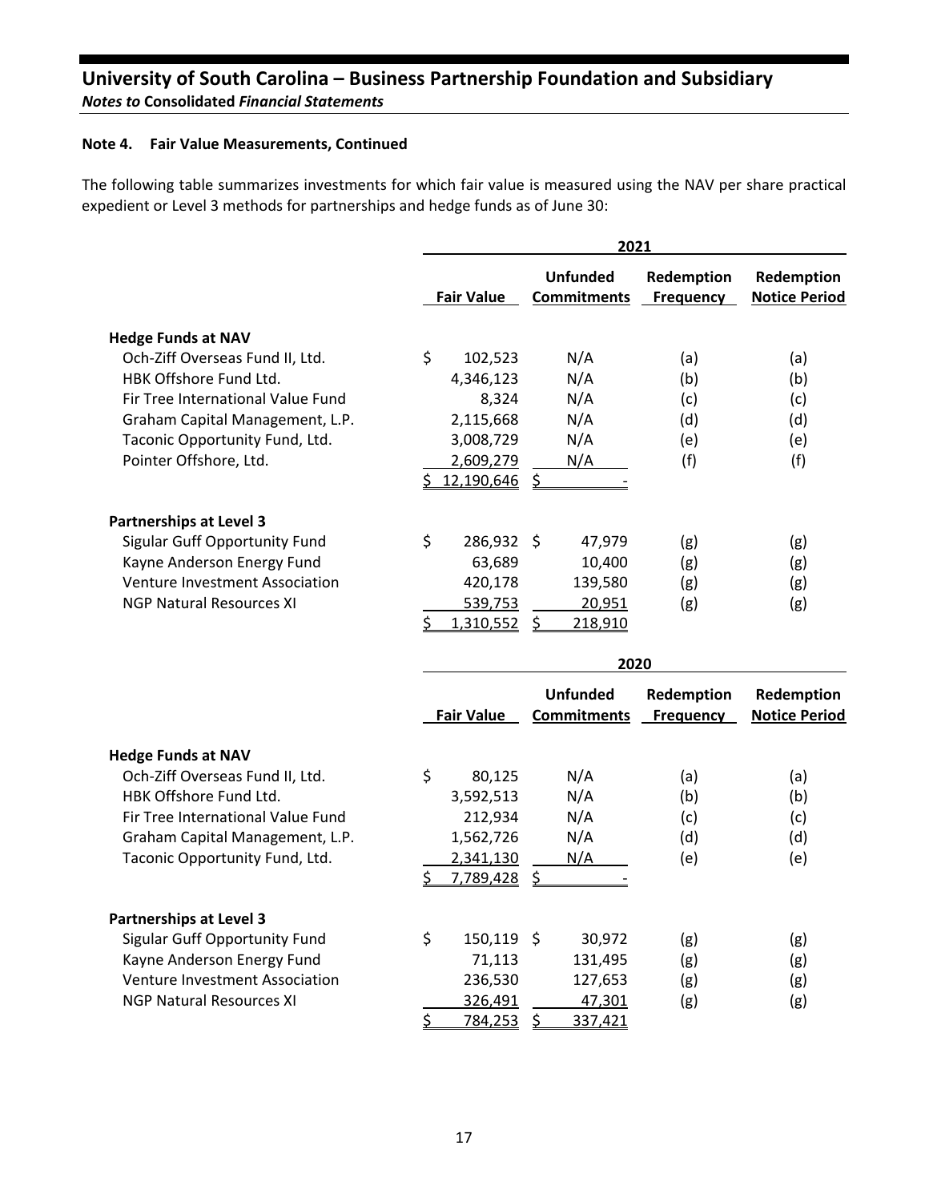## University of South Carolina – Business Partnership Foundation and Subsidiary

***Notes to* Consolidated *Financial Statements***

**Note 4. Fair Value Measurements, Continued**

The following table summarizes investments for which fair value is measured using the NAV per share practical expedient or Level 3 methods for partnerships and hedge funds as of June 30:

| | 2021 | | | |
|---|---|---|---|---|
| | **Fair Value** | **Unfunded Commitments** | **Redemption Frequency** | **Redemption Notice Period** |
| **Hedge Funds at NAV** | | | | |
| Och-Ziff Overseas Fund II, Ltd. | $ 102,523 | N/A | (a) | (a) |
| HBK Offshore Fund Ltd. | 4,346,123 | N/A | (b) | (b) |
| Fir Tree International Value Fund | 8,324 | N/A | (c) | (c) |
| Graham Capital Management, L.P. | 2,115,668 | N/A | (d) | (d) |
| Taconic Opportunity Fund, Ltd. | 3,008,729 | N/A | (e) | (e) |
| Pointer Offshore, Ltd. | 2,609,279 | N/A | (f) | (f) |
| | $ 12,190,646 | $ - | | |
| **Partnerships at Level 3** | | | | |
| Sigular Guff Opportunity Fund | $ 286,932 | $ 47,979 | (g) | (g) |
| Kayne Anderson Energy Fund | 63,689 | 10,400 | (g) | (g) |
| Venture Investment Association | 420,178 | 139,580 | (g) | (g) |
| NGP Natural Resources XI | 539,753 | 20,951 | (g) | (g) |
| | $ 1,310,552 | $ 218,910 | | |

| | 2020 | | | |
|---|---|---|---|---|
| | **Fair Value** | **Unfunded Commitments** | **Redemption Frequency** | **Redemption Notice Period** |
| **Hedge Funds at NAV** | | | | |
| Och-Ziff Overseas Fund II, Ltd. | $ 80,125 | N/A | (a) | (a) |
| HBK Offshore Fund Ltd. | 3,592,513 | N/A | (b) | (b) |
| Fir Tree International Value Fund | 212,934 | N/A | (c) | (c) |
| Graham Capital Management, L.P. | 1,562,726 | N/A | (d) | (d) |
| Taconic Opportunity Fund, Ltd. | 2,341,130 | N/A | (e) | (e) |
| | $ 7,789,428 | $ - | | |
| **Partnerships at Level 3** | | | | |
| Sigular Guff Opportunity Fund | $ 150,119 | $ 30,972 | (g) | (g) |
| Kayne Anderson Energy Fund | 71,113 | 131,495 | (g) | (g) |
| Venture Investment Association | 236,530 | 127,653 | (g) | (g) |
| NGP Natural Resources XI | 326,491 | 47,301 | (g) | (g) |
| | $ 784,253 | $ 337,421 | | |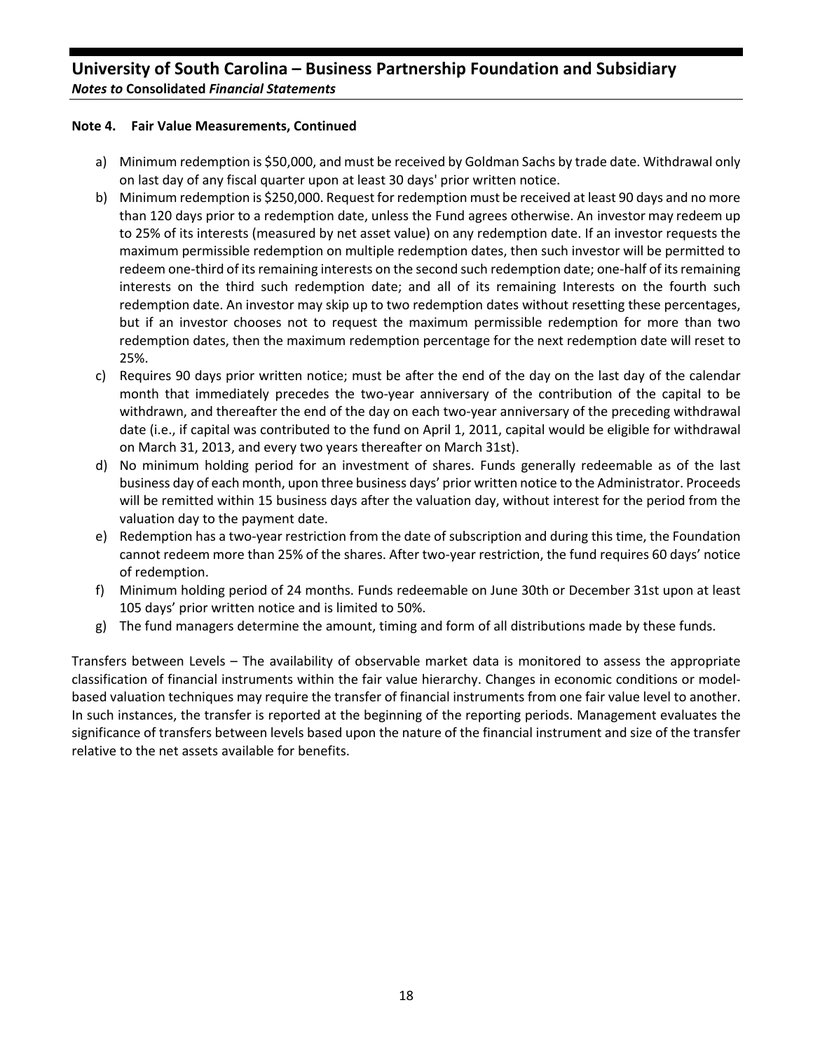**Note 4. Fair Value Measurements, Continued**

a) Minimum redemption is $50,000, and must be received by Goldman Sachs by trade date. Withdrawal only on last day of any fiscal quarter upon at least 30 days' prior written notice.

b) Minimum redemption is $250,000. Request for redemption must be received at least 90 days and no more than 120 days prior to a redemption date, unless the Fund agrees otherwise. An investor may redeem up to 25% of its interests (measured by net asset value) on any redemption date. If an investor requests the maximum permissible redemption on multiple redemption dates, then such investor will be permitted to redeem one-third of its remaining interests on the second such redemption date; one-half of its remaining interests on the third such redemption date; and all of its remaining Interests on the fourth such redemption date. An investor may skip up to two redemption dates without resetting these percentages, but if an investor chooses not to request the maximum permissible redemption for more than two redemption dates, then the maximum redemption percentage for the next redemption date will reset to 25%.

c) Requires 90 days prior written notice; must be after the end of the day on the last day of the calendar month that immediately precedes the two-year anniversary of the contribution of the capital to be withdrawn, and thereafter the end of the day on each two-year anniversary of the preceding withdrawal date (i.e., if capital was contributed to the fund on April 1, 2011, capital would be eligible for withdrawal on March 31, 2013, and every two years thereafter on March 31st).

d) No minimum holding period for an investment of shares. Funds generally redeemable as of the last business day of each month, upon three business days' prior written notice to the Administrator. Proceeds will be remitted within 15 business days after the valuation day, without interest for the period from the valuation day to the payment date.

e) Redemption has a two-year restriction from the date of subscription and during this time, the Foundation cannot redeem more than 25% of the shares. After two-year restriction, the fund requires 60 days' notice of redemption.

f) Minimum holding period of 24 months. Funds redeemable on June 30th or December 31st upon at least 105 days' prior written notice and is limited to 50%.

g) The fund managers determine the amount, timing and form of all distributions made by these funds.

Transfers between Levels – The availability of observable market data is monitored to assess the appropriate classification of financial instruments within the fair value hierarchy. Changes in economic conditions or model-based valuation techniques may require the transfer of financial instruments from one fair value level to another. In such instances, the transfer is reported at the beginning of the reporting periods. Management evaluates the significance of transfers between levels based upon the nature of the financial instrument and size of the transfer relative to the net assets available for benefits.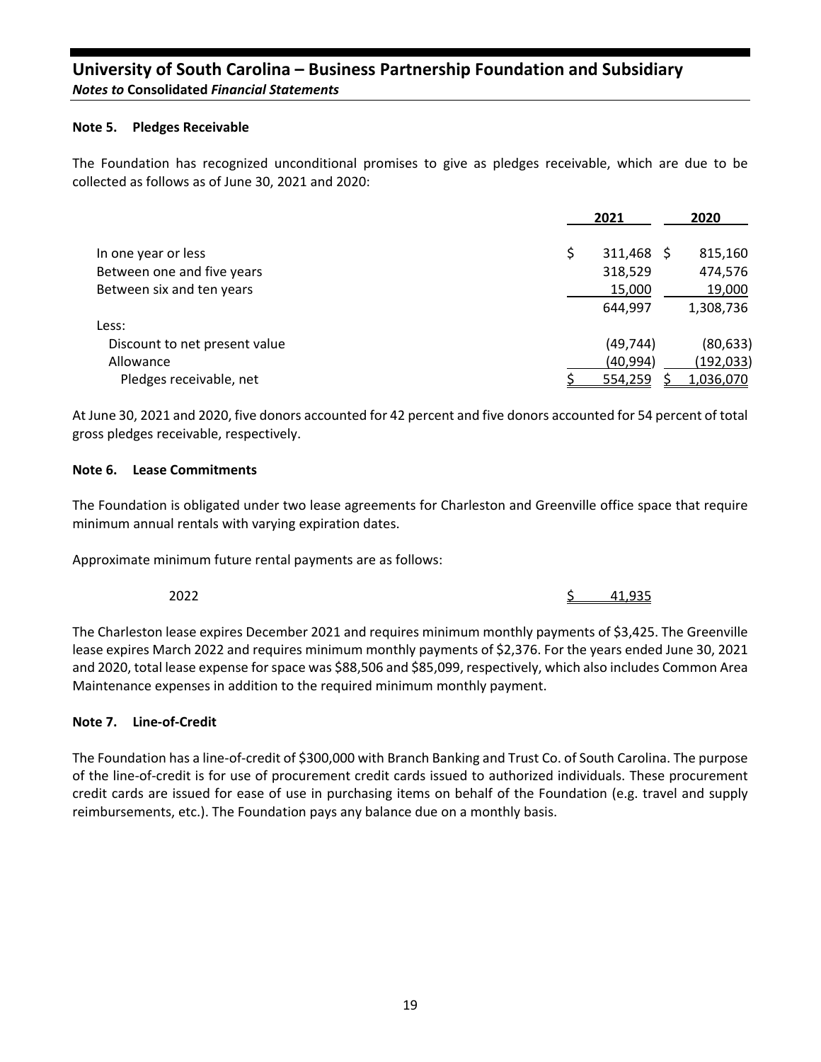## Note 5. Pledges Receivable

The Foundation has recognized unconditional promises to give as pledges receivable, which are due to be collected as follows as of June 30, 2021 and 2020:

| | 2021 | 2020 |
|---|---|---|
| In one year or less | $ 311,468 | $ 815,160 |
| Between one and five years | 318,529 | 474,576 |
| Between six and ten years | 15,000 | 19,000 |
| | 644,997 | 1,308,736 |
| Less: | | |
| Discount to net present value | (49,744) | (80,633) |
| Allowance | (40,994) | (192,033) |
| Pledges receivable, net | $ 554,259 | $ 1,036,070 |

At June 30, 2021 and 2020, five donors accounted for 42 percent and five donors accounted for 54 percent of total gross pledges receivable, respectively.

## Note 6. Lease Commitments

The Foundation is obligated under two lease agreements for Charleston and Greenville office space that require minimum annual rentals with varying expiration dates.

Approximate minimum future rental payments are as follows:

| | |
|---|---|
| 2022 | $ 41,935 |

The Charleston lease expires December 2021 and requires minimum monthly payments of $3,425. The Greenville lease expires March 2022 and requires minimum monthly payments of $2,376. For the years ended June 30, 2021 and 2020, total lease expense for space was $88,506 and $85,099, respectively, which also includes Common Area Maintenance expenses in addition to the required minimum monthly payment.

## Note 7. Line-of-Credit

The Foundation has a line-of-credit of $300,000 with Branch Banking and Trust Co. of South Carolina. The purpose of the line-of-credit is for use of procurement credit cards issued to authorized individuals. These procurement credit cards are issued for ease of use in purchasing items on behalf of the Foundation (e.g. travel and supply reimbursements, etc.). The Foundation pays any balance due on a monthly basis.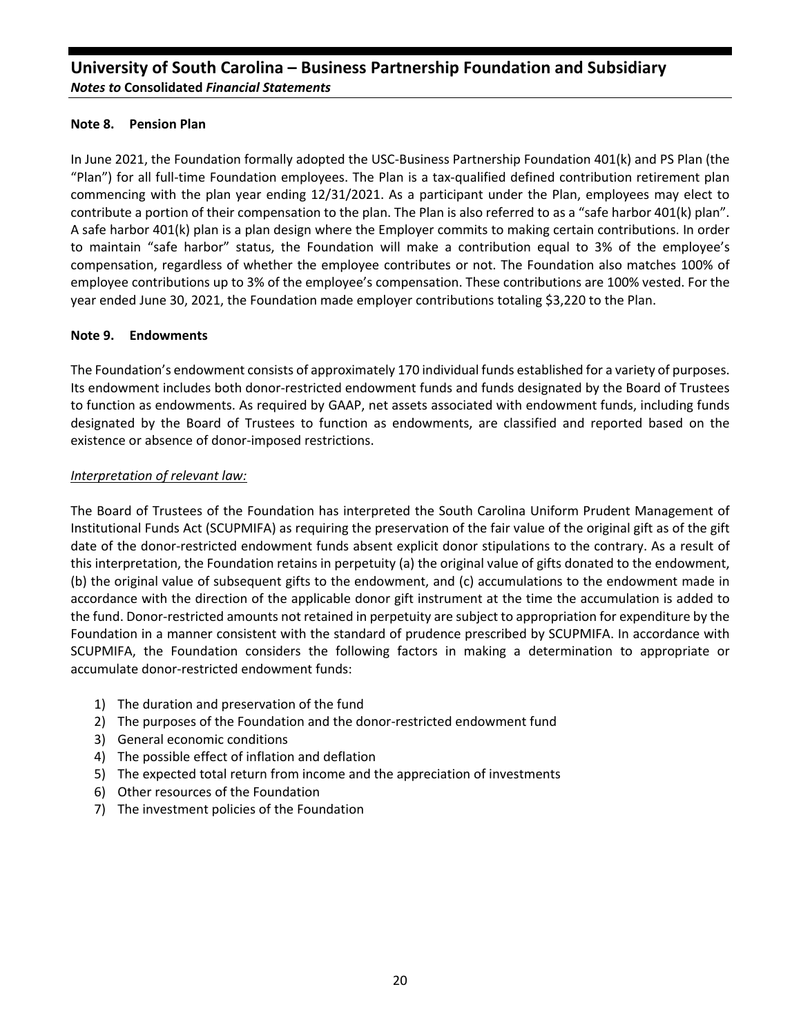### Note 8. Pension Plan

In June 2021, the Foundation formally adopted the USC-Business Partnership Foundation 401(k) and PS Plan (the "Plan") for all full-time Foundation employees. The Plan is a tax-qualified defined contribution retirement plan commencing with the plan year ending 12/31/2021. As a participant under the Plan, employees may elect to contribute a portion of their compensation to the plan. The Plan is also referred to as a "safe harbor 401(k) plan". A safe harbor 401(k) plan is a plan design where the Employer commits to making certain contributions. In order to maintain "safe harbor" status, the Foundation will make a contribution equal to 3% of the employee's compensation, regardless of whether the employee contributes or not. The Foundation also matches 100% of employee contributions up to 3% of the employee's compensation. These contributions are 100% vested. For the year ended June 30, 2021, the Foundation made employer contributions totaling $3,220 to the Plan.

### Note 9. Endowments

The Foundation's endowment consists of approximately 170 individual funds established for a variety of purposes. Its endowment includes both donor-restricted endowment funds and funds designated by the Board of Trustees to function as endowments. As required by GAAP, net assets associated with endowment funds, including funds designated by the Board of Trustees to function as endowments, are classified and reported based on the existence or absence of donor-imposed restrictions.

*Interpretation of relevant law:*

The Board of Trustees of the Foundation has interpreted the South Carolina Uniform Prudent Management of Institutional Funds Act (SCUPMIFA) as requiring the preservation of the fair value of the original gift as of the gift date of the donor-restricted endowment funds absent explicit donor stipulations to the contrary. As a result of this interpretation, the Foundation retains in perpetuity (a) the original value of gifts donated to the endowment, (b) the original value of subsequent gifts to the endowment, and (c) accumulations to the endowment made in accordance with the direction of the applicable donor gift instrument at the time the accumulation is added to the fund. Donor-restricted amounts not retained in perpetuity are subject to appropriation for expenditure by the Foundation in a manner consistent with the standard of prudence prescribed by SCUPMIFA. In accordance with SCUPMIFA, the Foundation considers the following factors in making a determination to appropriate or accumulate donor-restricted endowment funds:

1) The duration and preservation of the fund
2) The purposes of the Foundation and the donor-restricted endowment fund
3) General economic conditions
4) The possible effect of inflation and deflation
5) The expected total return from income and the appreciation of investments
6) Other resources of the Foundation
7) The investment policies of the Foundation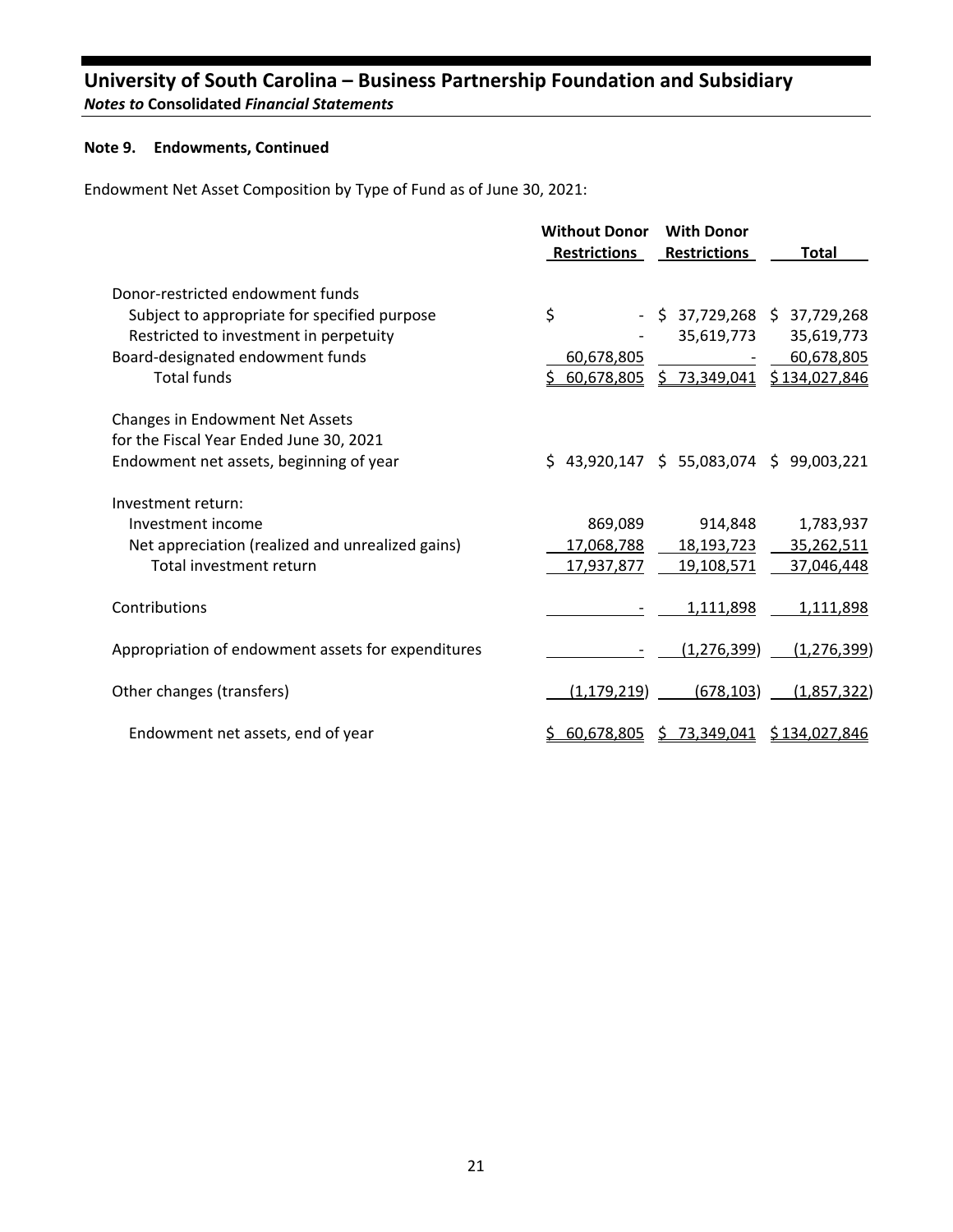**Note 9. Endowments, Continued**

Endowment Net Asset Composition by Type of Fund as of June 30, 2021:

| | Without Donor Restrictions | With Donor Restrictions | Total |
|---|---|---|---|
| Donor-restricted endowment funds | | | |
| Subject to appropriate for specified purpose | $ - | $ 37,729,268 | $ 37,729,268 |
| Restricted to investment in perpetuity | - | 35,619,773 | 35,619,773 |
| Board-designated endowment funds | 60,678,805 | - | 60,678,805 |
| Total funds | $ 60,678,805 | $ 73,349,041 | $ 134,027,846 |
| Changes in Endowment Net Assets for the Fiscal Year Ended June 30, 2021 | | | |
| Endowment net assets, beginning of year | $ 43,920,147 | $ 55,083,074 | $ 99,003,221 |
| Investment return: | | | |
| Investment income | 869,089 | 914,848 | 1,783,937 |
| Net appreciation (realized and unrealized gains) | 17,068,788 | 18,193,723 | 35,262,511 |
| Total investment return | 17,937,877 | 19,108,571 | 37,046,448 |
| Contributions | - | 1,111,898 | 1,111,898 |
| Appropriation of endowment assets for expenditures | - | (1,276,399) | (1,276,399) |
| Other changes (transfers) | (1,179,219) | (678,103) | (1,857,322) |
| Endowment net assets, end of year | $ 60,678,805 | $ 73,349,041 | $ 134,027,846 |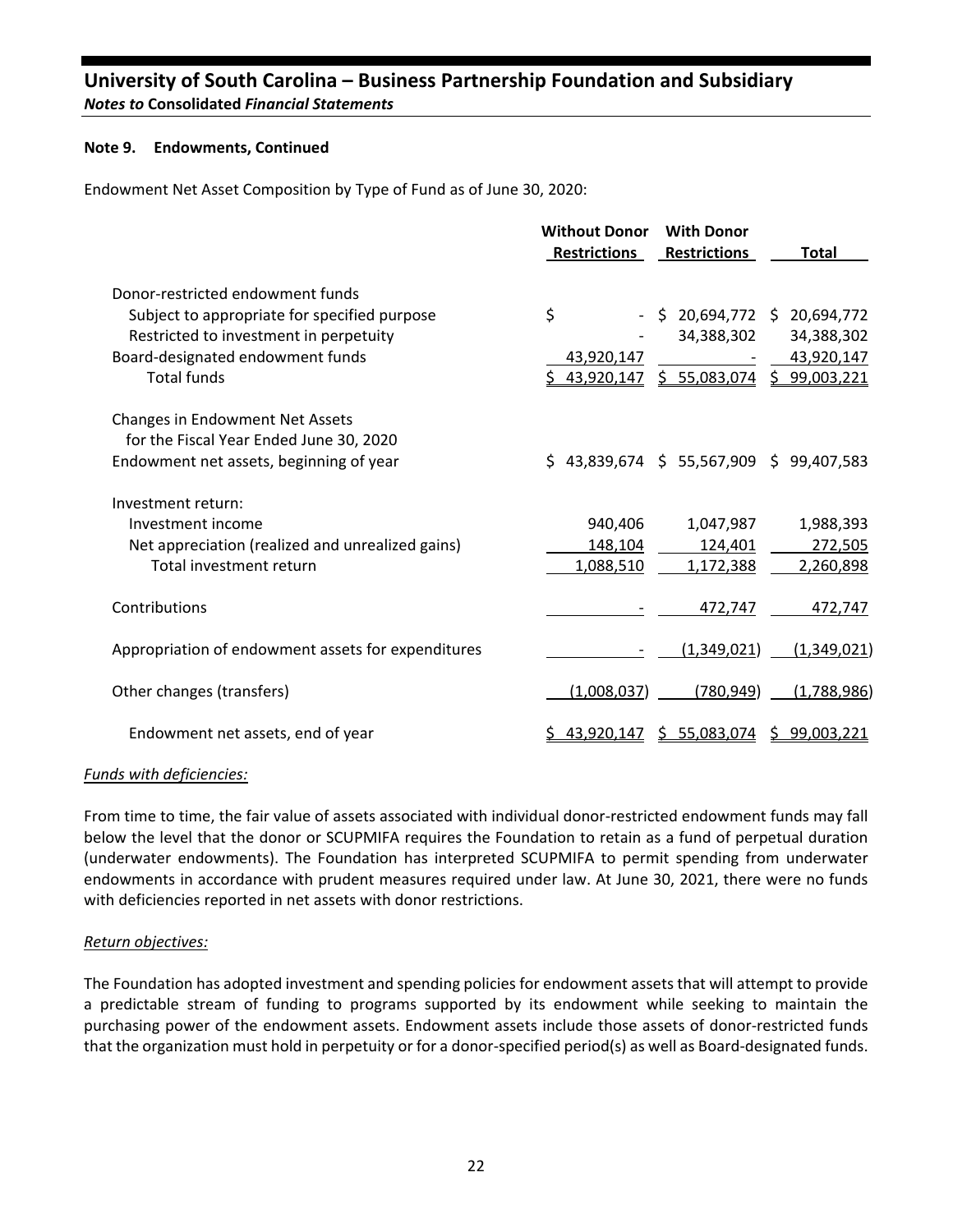**Note 9. Endowments, Continued**

Endowment Net Asset Composition by Type of Fund as of June 30, 2020:

| | Without Donor Restrictions | With Donor Restrictions | Total |
|---|---|---|---|
| Donor-restricted endowment funds | | | |
| Subject to appropriate for specified purpose | $ - | $ 20,694,772 | $ 20,694,772 |
| Restricted to investment in perpetuity | - | 34,388,302 | 34,388,302 |
| Board-designated endowment funds | 43,920,147 | - | 43,920,147 |
| Total funds | $ 43,920,147 | $ 55,083,074 | $ 99,003,221 |
| Changes in Endowment Net Assets for the Fiscal Year Ended June 30, 2020 | | | |
| Endowment net assets, beginning of year | $ 43,839,674 | $ 55,567,909 | $ 99,407,583 |
| Investment return: | | | |
| Investment income | 940,406 | 1,047,987 | 1,988,393 |
| Net appreciation (realized and unrealized gains) | 148,104 | 124,401 | 272,505 |
| Total investment return | 1,088,510 | 1,172,388 | 2,260,898 |
| Contributions | - | 472,747 | 472,747 |
| Appropriation of endowment assets for expenditures | - | (1,349,021) | (1,349,021) |
| Other changes (transfers) | (1,008,037) | (780,949) | (1,788,986) |
| Endowment net assets, end of year | $ 43,920,147 | $ 55,083,074 | $ 99,003,221 |

*Funds with deficiencies:*

From time to time, the fair value of assets associated with individual donor-restricted endowment funds may fall below the level that the donor or SCUPMIFA requires the Foundation to retain as a fund of perpetual duration (underwater endowments). The Foundation has interpreted SCUPMIFA to permit spending from underwater endowments in accordance with prudent measures required under law. At June 30, 2021, there were no funds with deficiencies reported in net assets with donor restrictions.

*Return objectives:*

The Foundation has adopted investment and spending policies for endowment assets that will attempt to provide a predictable stream of funding to programs supported by its endowment while seeking to maintain the purchasing power of the endowment assets. Endowment assets include those assets of donor-restricted funds that the organization must hold in perpetuity or for a donor-specified period(s) as well as Board-designated funds.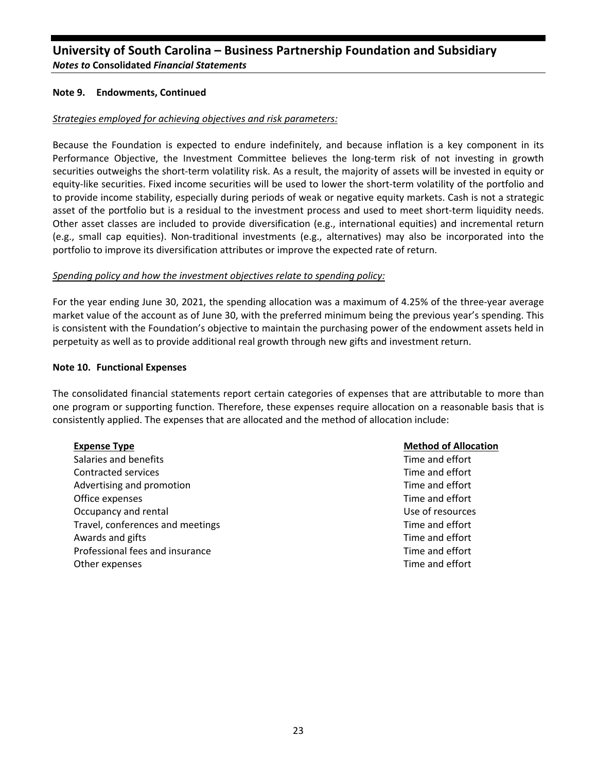## Note 9. Endowments, Continued

*Strategies employed for achieving objectives and risk parameters:*

Because the Foundation is expected to endure indefinitely, and because inflation is a key component in its Performance Objective, the Investment Committee believes the long-term risk of not investing in growth securities outweighs the short-term volatility risk. As a result, the majority of assets will be invested in equity or equity-like securities. Fixed income securities will be used to lower the short-term volatility of the portfolio and to provide income stability, especially during periods of weak or negative equity markets. Cash is not a strategic asset of the portfolio but is a residual to the investment process and used to meet short-term liquidity needs. Other asset classes are included to provide diversification (e.g., international equities) and incremental return (e.g., small cap equities). Non-traditional investments (e.g., alternatives) may also be incorporated into the portfolio to improve its diversification attributes or improve the expected rate of return.

*Spending policy and how the investment objectives relate to spending policy:*

For the year ending June 30, 2021, the spending allocation was a maximum of 4.25% of the three-year average market value of the account as of June 30, with the preferred minimum being the previous year's spending. This is consistent with the Foundation's objective to maintain the purchasing power of the endowment assets held in perpetuity as well as to provide additional real growth through new gifts and investment return.

## Note 10. Functional Expenses

The consolidated financial statements report certain categories of expenses that are attributable to more than one program or supporting function. Therefore, these expenses require allocation on a reasonable basis that is consistently applied. The expenses that are allocated and the method of allocation include:

| Expense Type | Method of Allocation |
|---|---|
| Salaries and benefits | Time and effort |
| Contracted services | Time and effort |
| Advertising and promotion | Time and effort |
| Office expenses | Time and effort |
| Occupancy and rental | Use of resources |
| Travel, conferences and meetings | Time and effort |
| Awards and gifts | Time and effort |
| Professional fees and insurance | Time and effort |
| Other expenses | Time and effort |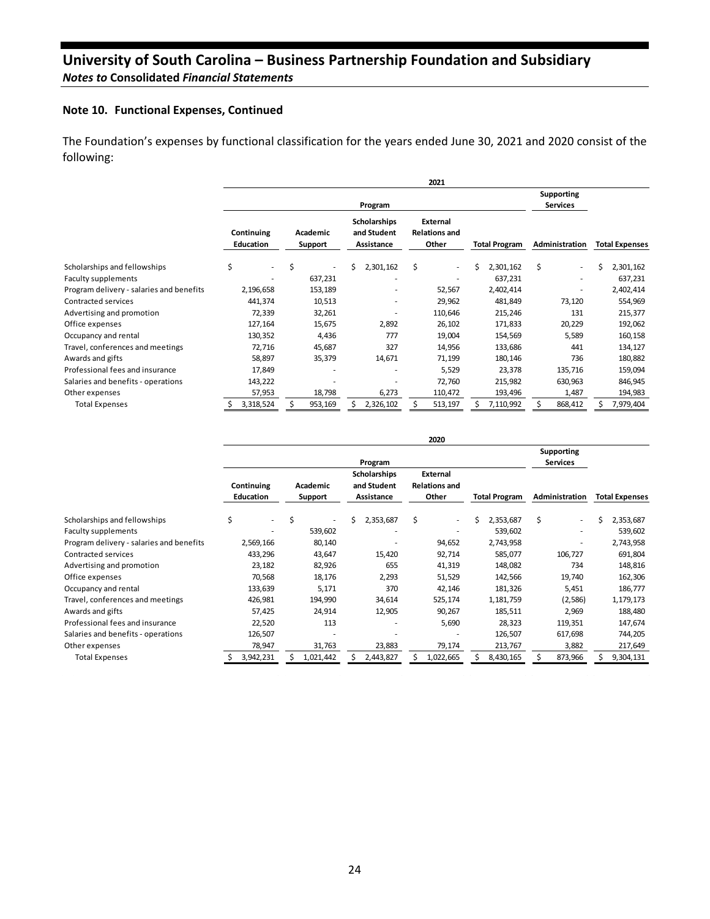# University of South Carolina – Business Partnership Foundation and Subsidiary

*Notes to* **Consolidated** *Financial Statements*

### Note 10. Functional Expenses, Continued

The Foundation's expenses by functional classification for the years ended June 30, 2021 and 2020 consist of the following:

| | 2021 | | | | | | |
|---|---|---|---|---|---|---|---|
| | Program | | | | | Supporting Services | |
| | Continuing Education | Academic Support | Scholarships and Student Assistance | External Relations and Other | Total Program | Administration | Total Expenses |
| Scholarships and fellowships | $ - | $ - | $ 2,301,162 | $ - | $ 2,301,162 | $ - | $ 2,301,162 |
| Faculty supplements | - | 637,231 | - | - | 637,231 | - | 637,231 |
| Program delivery - salaries and benefits | 2,196,658 | 153,189 | - | 52,567 | 2,402,414 | - | 2,402,414 |
| Contracted services | 441,374 | 10,513 | - | 29,962 | 481,849 | 73,120 | 554,969 |
| Advertising and promotion | 72,339 | 32,261 | - | 110,646 | 215,246 | 131 | 215,377 |
| Office expenses | 127,164 | 15,675 | 2,892 | 26,102 | 171,833 | 20,229 | 192,062 |
| Occupancy and rental | 130,352 | 4,436 | 777 | 19,004 | 154,569 | 5,589 | 160,158 |
| Travel, conferences and meetings | 72,716 | 45,687 | 327 | 14,956 | 133,686 | 441 | 134,127 |
| Awards and gifts | 58,897 | 35,379 | 14,671 | 71,199 | 180,146 | 736 | 180,882 |
| Professional fees and insurance | 17,849 | - | - | 5,529 | 23,378 | 135,716 | 159,094 |
| Salaries and benefits - operations | 143,222 | - | - | 72,760 | 215,982 | 630,963 | 846,945 |
| Other expenses | 57,953 | 18,798 | 6,273 | 110,472 | 193,496 | 1,487 | 194,983 |
| Total Expenses | $ 3,318,524 | $ 953,169 | $ 2,326,102 | $ 513,197 | $ 7,110,992 | $ 868,412 | $ 7,979,404 |

| | 2020 | | | | | | |
|---|---|---|---|---|---|---|---|
| | Program | | | | | Supporting Services | |
| | Continuing Education | Academic Support | Scholarships and Student Assistance | External Relations and Other | Total Program | Administration | Total Expenses |
| Scholarships and fellowships | $ - | $ - | $ 2,353,687 | $ - | $ 2,353,687 | $ - | $ 2,353,687 |
| Faculty supplements | - | 539,602 | - | - | 539,602 | - | 539,602 |
| Program delivery - salaries and benefits | 2,569,166 | 80,140 | - | 94,652 | 2,743,958 | - | 2,743,958 |
| Contracted services | 433,296 | 43,647 | 15,420 | 92,714 | 585,077 | 106,727 | 691,804 |
| Advertising and promotion | 23,182 | 82,926 | 655 | 41,319 | 148,082 | 734 | 148,816 |
| Office expenses | 70,568 | 18,176 | 2,293 | 51,529 | 142,566 | 19,740 | 162,306 |
| Occupancy and rental | 133,639 | 5,171 | 370 | 42,146 | 181,326 | 5,451 | 186,777 |
| Travel, conferences and meetings | 426,981 | 194,990 | 34,614 | 525,174 | 1,181,759 | (2,586) | 1,179,173 |
| Awards and gifts | 57,425 | 24,914 | 12,905 | 90,267 | 185,511 | 2,969 | 188,480 |
| Professional fees and insurance | 22,520 | 113 | - | 5,690 | 28,323 | 119,351 | 147,674 |
| Salaries and benefits - operations | 126,507 | - | - | - | 126,507 | 617,698 | 744,205 |
| Other expenses | 78,947 | 31,763 | 23,883 | 79,174 | 213,767 | 3,882 | 217,649 |
| Total Expenses | $ 3,942,231 | $ 1,021,442 | $ 2,443,827 | $ 1,022,665 | $ 8,430,165 | $ 873,966 | $ 9,304,131 |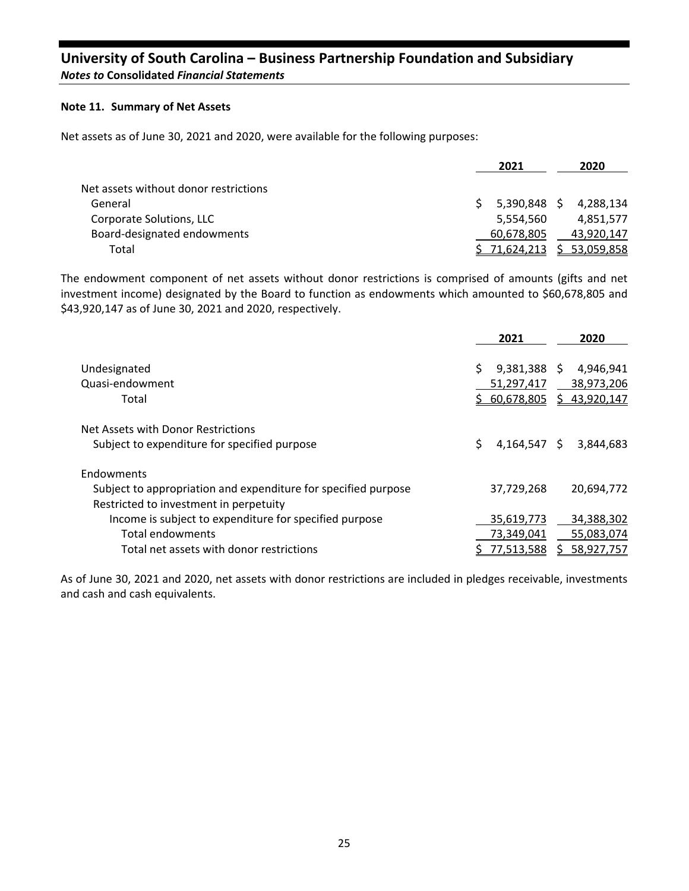### Note 11. Summary of Net Assets

Net assets as of June 30, 2021 and 2020, were available for the following purposes:

| | 2021 | 2020 |
|---|---|---|
| Net assets without donor restrictions | | |
| General | $ 5,390,848 | $ 4,288,134 |
| Corporate Solutions, LLC | 5,554,560 | 4,851,577 |
| Board-designated endowments | 60,678,805 | 43,920,147 |
| Total | $ 71,624,213 | $ 53,059,858 |

The endowment component of net assets without donor restrictions is comprised of amounts (gifts and net investment income) designated by the Board to function as endowments which amounted to $60,678,805 and $43,920,147 as of June 30, 2021 and 2020, respectively.

| | 2021 | 2020 |
|---|---|---|
| Undesignated | $ 9,381,388 | $ 4,946,941 |
| Quasi-endowment | 51,297,417 | 38,973,206 |
| Total | $ 60,678,805 | $ 43,920,147 |
| Net Assets with Donor Restrictions | | |
| Subject to expenditure for specified purpose | $ 4,164,547 | $ 3,844,683 |
| Endowments | | |
| Subject to appropriation and expenditure for specified purpose | 37,729,268 | 20,694,772 |
| Restricted to investment in perpetuity | | |
| Income is subject to expenditure for specified purpose | 35,619,773 | 34,388,302 |
| Total endowments | 73,349,041 | 55,083,074 |
| Total net assets with donor restrictions | $ 77,513,588 | $ 58,927,757 |

As of June 30, 2021 and 2020, net assets with donor restrictions are included in pledges receivable, investments and cash and cash equivalents.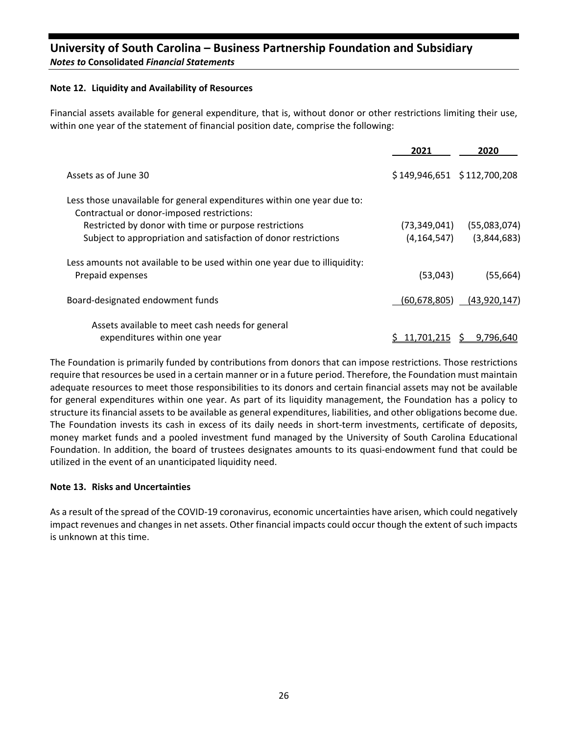### Note 12. Liquidity and Availability of Resources

Financial assets available for general expenditure, that is, without donor or other restrictions limiting their use, within one year of the statement of financial position date, comprise the following:

| | 2021 | 2020 |
|---|---|---|
| Assets as of June 30 | $ 149,946,651 | $ 112,700,208 |
| Less those unavailable for general expenditures within one year due to: | | |
| Contractual or donor-imposed restrictions: | | |
| Restricted by donor with time or purpose restrictions | (73,349,041) | (55,083,074) |
| Subject to appropriation and satisfaction of donor restrictions | (4,164,547) | (3,844,683) |
| Less amounts not available to be used within one year due to illiquidity: | | |
| Prepaid expenses | (53,043) | (55,664) |
| Board-designated endowment funds | (60,678,805) | (43,920,147) |
| Assets available to meet cash needs for general expenditures within one year | $ 11,701,215 | $ 9,796,640 |

The Foundation is primarily funded by contributions from donors that can impose restrictions. Those restrictions require that resources be used in a certain manner or in a future period. Therefore, the Foundation must maintain adequate resources to meet those responsibilities to its donors and certain financial assets may not be available for general expenditures within one year. As part of its liquidity management, the Foundation has a policy to structure its financial assets to be available as general expenditures, liabilities, and other obligations become due. The Foundation invests its cash in excess of its daily needs in short-term investments, certificate of deposits, money market funds and a pooled investment fund managed by the University of South Carolina Educational Foundation. In addition, the board of trustees designates amounts to its quasi-endowment fund that could be utilized in the event of an unanticipated liquidity need.

### Note 13. Risks and Uncertainties

As a result of the spread of the COVID-19 coronavirus, economic uncertainties have arisen, which could negatively impact revenues and changes in net assets. Other financial impacts could occur though the extent of such impacts is unknown at this time.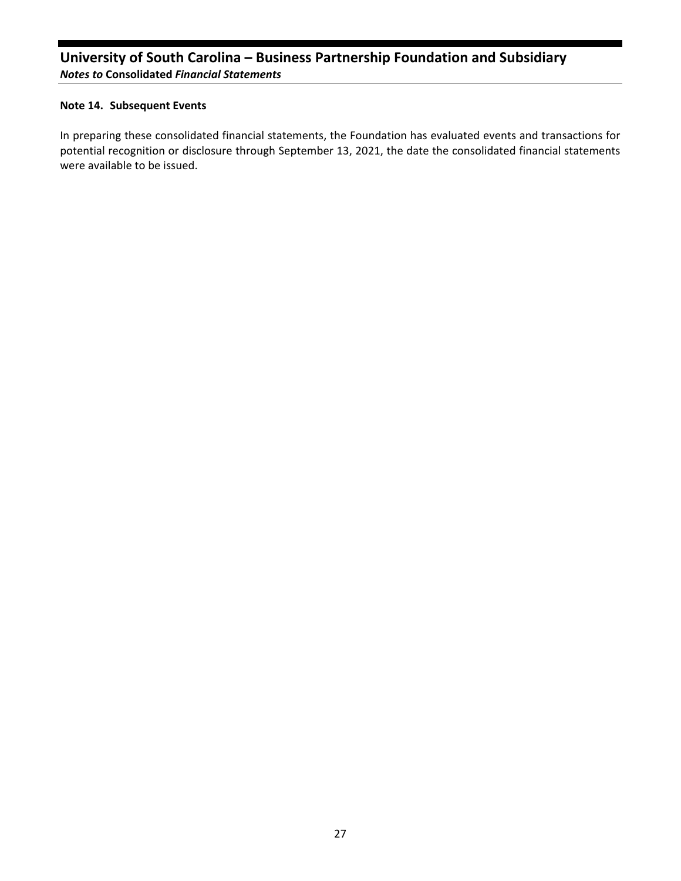## Note 14. Subsequent Events

In preparing these consolidated financial statements, the Foundation has evaluated events and transactions for potential recognition or disclosure through September 13, 2021, the date the consolidated financial statements were available to be issued.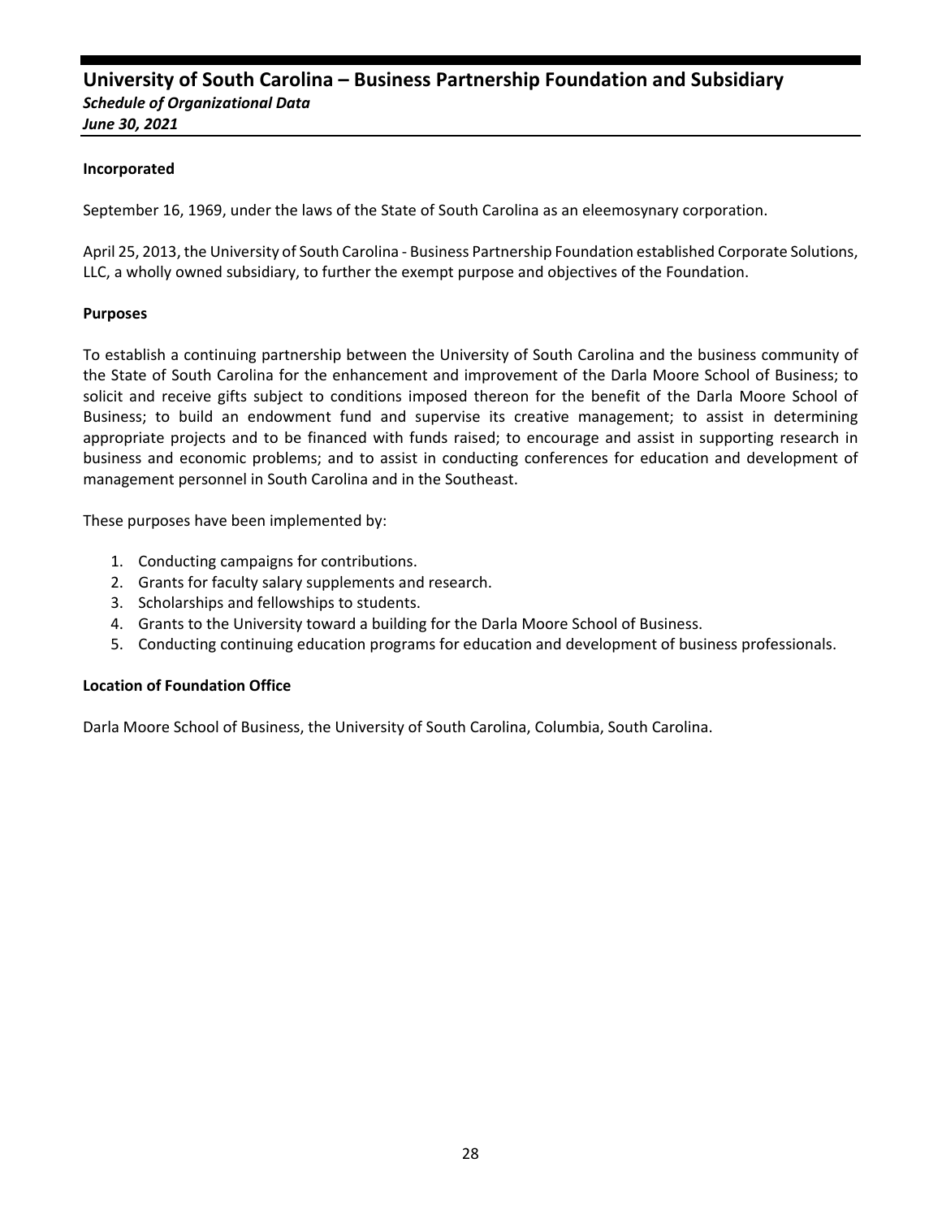# University of South Carolina – Business Partnership Foundation and Subsidiary

***Schedule of Organizational Data***

***June 30, 2021***

**Incorporated**

September 16, 1969, under the laws of the State of South Carolina as an eleemosynary corporation.

April 25, 2013, the University of South Carolina - Business Partnership Foundation established Corporate Solutions, LLC, a wholly owned subsidiary, to further the exempt purpose and objectives of the Foundation.

**Purposes**

To establish a continuing partnership between the University of South Carolina and the business community of the State of South Carolina for the enhancement and improvement of the Darla Moore School of Business; to solicit and receive gifts subject to conditions imposed thereon for the benefit of the Darla Moore School of Business; to build an endowment fund and supervise its creative management; to assist in determining appropriate projects and to be financed with funds raised; to encourage and assist in supporting research in business and economic problems; and to assist in conducting conferences for education and development of management personnel in South Carolina and in the Southeast.

These purposes have been implemented by:

1. Conducting campaigns for contributions.
2. Grants for faculty salary supplements and research.
3. Scholarships and fellowships to students.
4. Grants to the University toward a building for the Darla Moore School of Business.
5. Conducting continuing education programs for education and development of business professionals.

**Location of Foundation Office**

Darla Moore School of Business, the University of South Carolina, Columbia, South Carolina.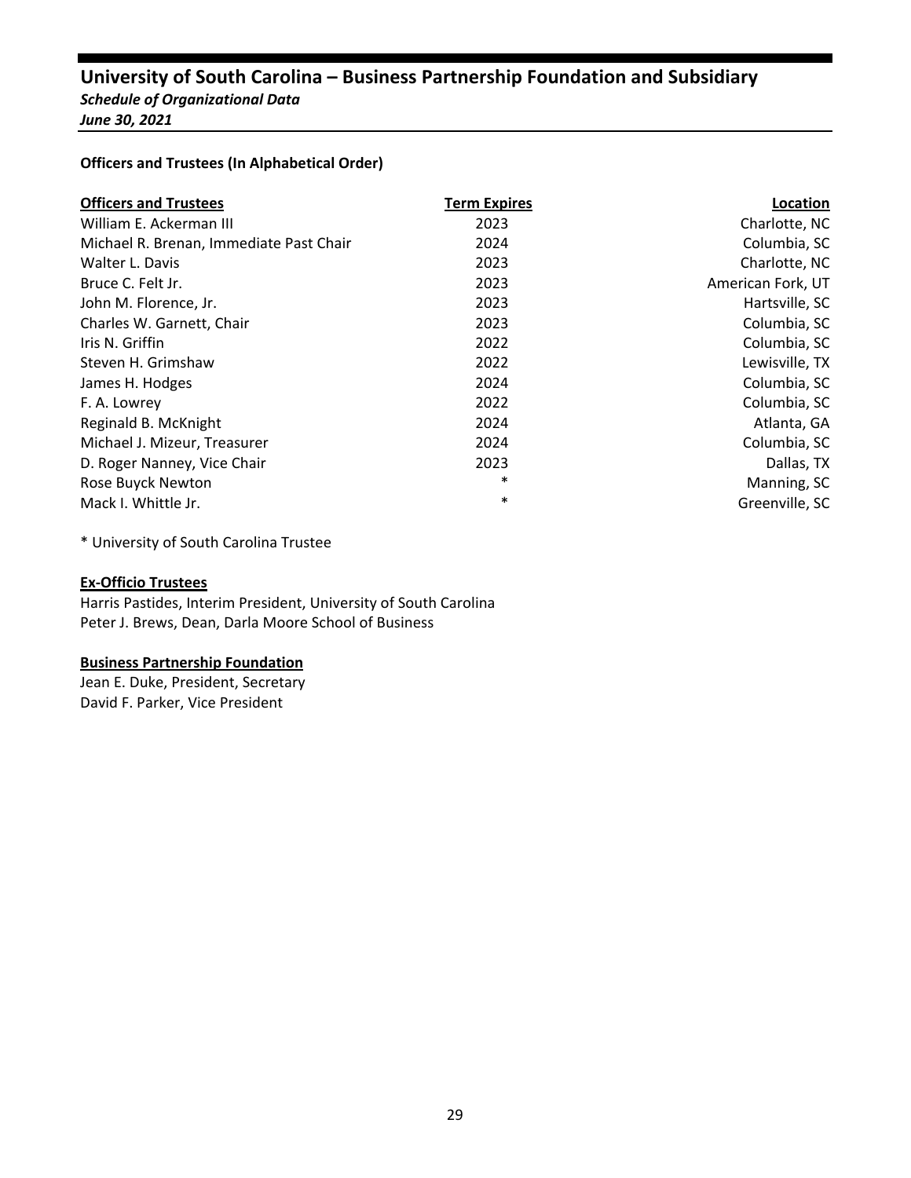# University of South Carolina – Business Partnership Foundation and Subsidiary

***Schedule of Organizational Data***

***June 30, 2021***

**Officers and Trustees (In Alphabetical Order)**

| Officers and Trustees | Term Expires | Location |
|---|---|---|
| William E. Ackerman III | 2023 | Charlotte, NC |
| Michael R. Brenan, Immediate Past Chair | 2024 | Columbia, SC |
| Walter L. Davis | 2023 | Charlotte, NC |
| Bruce C. Felt Jr. | 2023 | American Fork, UT |
| John M. Florence, Jr. | 2023 | Hartsville, SC |
| Charles W. Garnett, Chair | 2023 | Columbia, SC |
| Iris N. Griffin | 2022 | Columbia, SC |
| Steven H. Grimshaw | 2022 | Lewisville, TX |
| James H. Hodges | 2024 | Columbia, SC |
| F. A. Lowrey | 2022 | Columbia, SC |
| Reginald B. McKnight | 2024 | Atlanta, GA |
| Michael J. Mizeur, Treasurer | 2024 | Columbia, SC |
| D. Roger Nanney, Vice Chair | 2023 | Dallas, TX |
| Rose Buyck Newton | * | Manning, SC |
| Mack I. Whittle Jr. | * | Greenville, SC |

* University of South Carolina Trustee

**Ex-Officio Trustees**

Harris Pastides, Interim President, University of South Carolina
Peter J. Brews, Dean, Darla Moore School of Business

**Business Partnership Foundation**

Jean E. Duke, President, Secretary
David F. Parker, Vice President